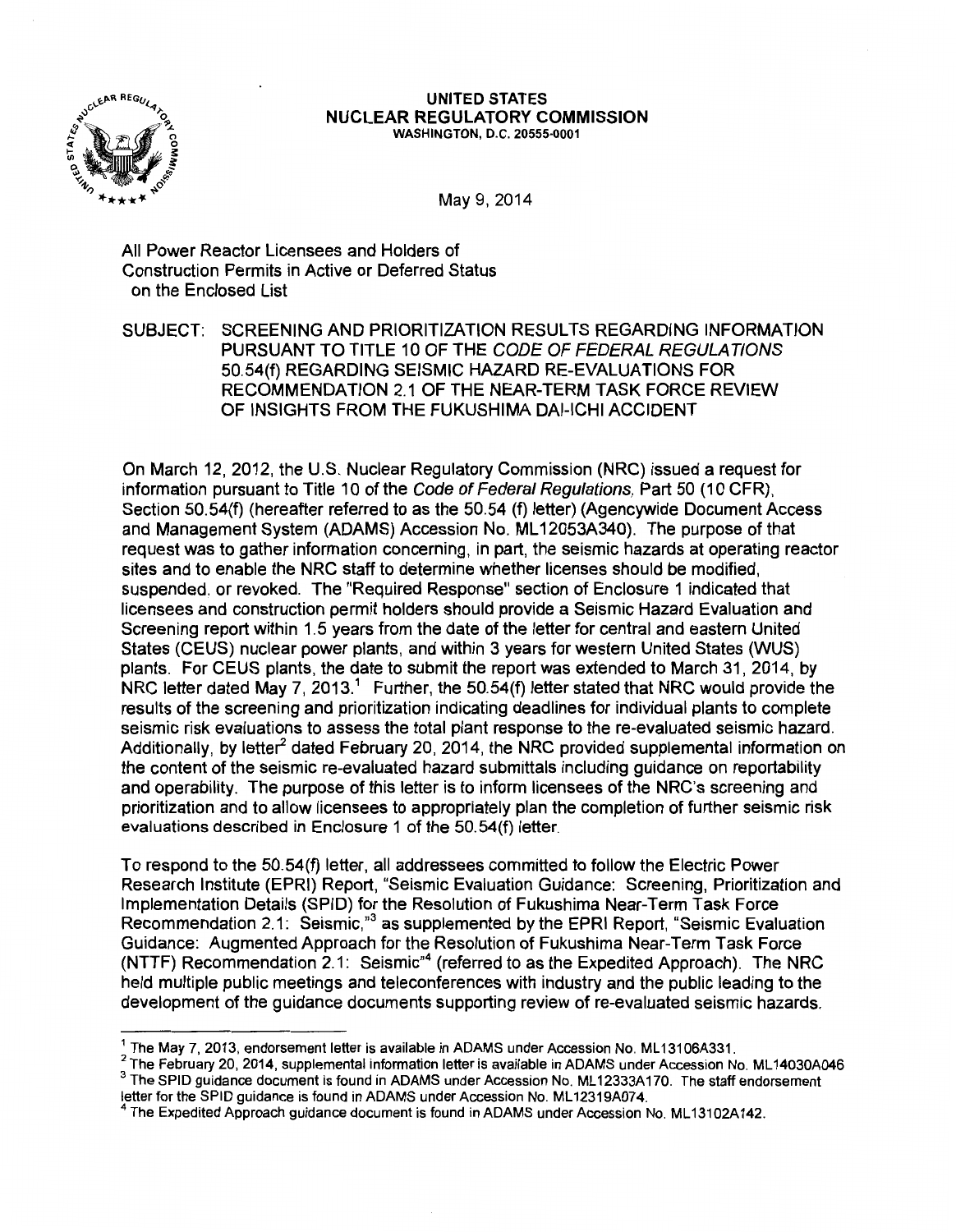**UNITED STATES**
**NUCLEAR REGULATORY COMMISSION**
WASHINGTON, D.C. 20555-0001

May 9, 2014

All Power Reactor Licensees and Holders of
Construction Permits in Active or Deferred Status
on the Enclosed List

SUBJECT: SCREENING AND PRIORITIZATION RESULTS REGARDING INFORMATION PURSUANT TO TITLE 10 OF THE *CODE OF FEDERAL REGULATIONS* 50.54(f) REGARDING SEISMIC HAZARD RE-EVALUATIONS FOR RECOMMENDATION 2.1 OF THE NEAR-TERM TASK FORCE REVIEW OF INSIGHTS FROM THE FUKUSHIMA DAI-ICHI ACCIDENT

On March 12, 2012, the U.S. Nuclear Regulatory Commission (NRC) issued a request for information pursuant to Title 10 of the *Code of Federal Regulations*, Part 50 (10 CFR), Section 50.54(f) (hereafter referred to as the 50.54 (f) letter) (Agencywide Document Access and Management System (ADAMS) Accession No. ML12053A340). The purpose of that request was to gather information concerning, in part, the seismic hazards at operating reactor sites and to enable the NRC staff to determine whether licenses should be modified, suspended, or revoked. The "Required Response" section of Enclosure 1 indicated that licensees and construction permit holders should provide a Seismic Hazard Evaluation and Screening report within 1.5 years from the date of the letter for central and eastern United States (CEUS) nuclear power plants, and within 3 years for western United States (WUS) plants. For CEUS plants, the date to submit the report was extended to March 31, 2014, by NRC letter dated May 7, 2013.[1] Further, the 50.54(f) letter stated that NRC would provide the results of the screening and prioritization indicating deadlines for individual plants to complete seismic risk evaluations to assess the total plant response to the re-evaluated seismic hazard. Additionally, by letter[2] dated February 20, 2014, the NRC provided supplemental information on the content of the seismic re-evaluated hazard submittals including guidance on reportability and operability. The purpose of this letter is to inform licensees of the NRC's screening and prioritization and to allow licensees to appropriately plan the completion of further seismic risk evaluations described in Enclosure 1 of the 50.54(f) letter.

To respond to the 50.54(f) letter, all addressees committed to follow the Electric Power Research Institute (EPRI) Report, "Seismic Evaluation Guidance: Screening, Prioritization and Implementation Details (SPID) for the Resolution of Fukushima Near-Term Task Force Recommendation 2.1: Seismic,"[3] as supplemented by the EPRI Report, "Seismic Evaluation Guidance: Augmented Approach for the Resolution of Fukushima Near-Term Task Force (NTTF) Recommendation 2.1: Seismic"[4] (referred to as the Expedited Approach). The NRC held multiple public meetings and teleconferences with industry and the public leading to the development of the guidance documents supporting review of re-evaluated seismic hazards.

---

[1] The May 7, 2013, endorsement letter is available in ADAMS under Accession No. ML13106A331.
[2] The February 20, 2014, supplemental information letter is available in ADAMS under Accession No. ML14030A046
[3] The SPID guidance document is found in ADAMS under Accession No. ML12333A170. The staff endorsement letter for the SPID guidance is found in ADAMS under Accession No. ML12319A074.
[4] The Expedited Approach guidance document is found in ADAMS under Accession No. ML13102A142.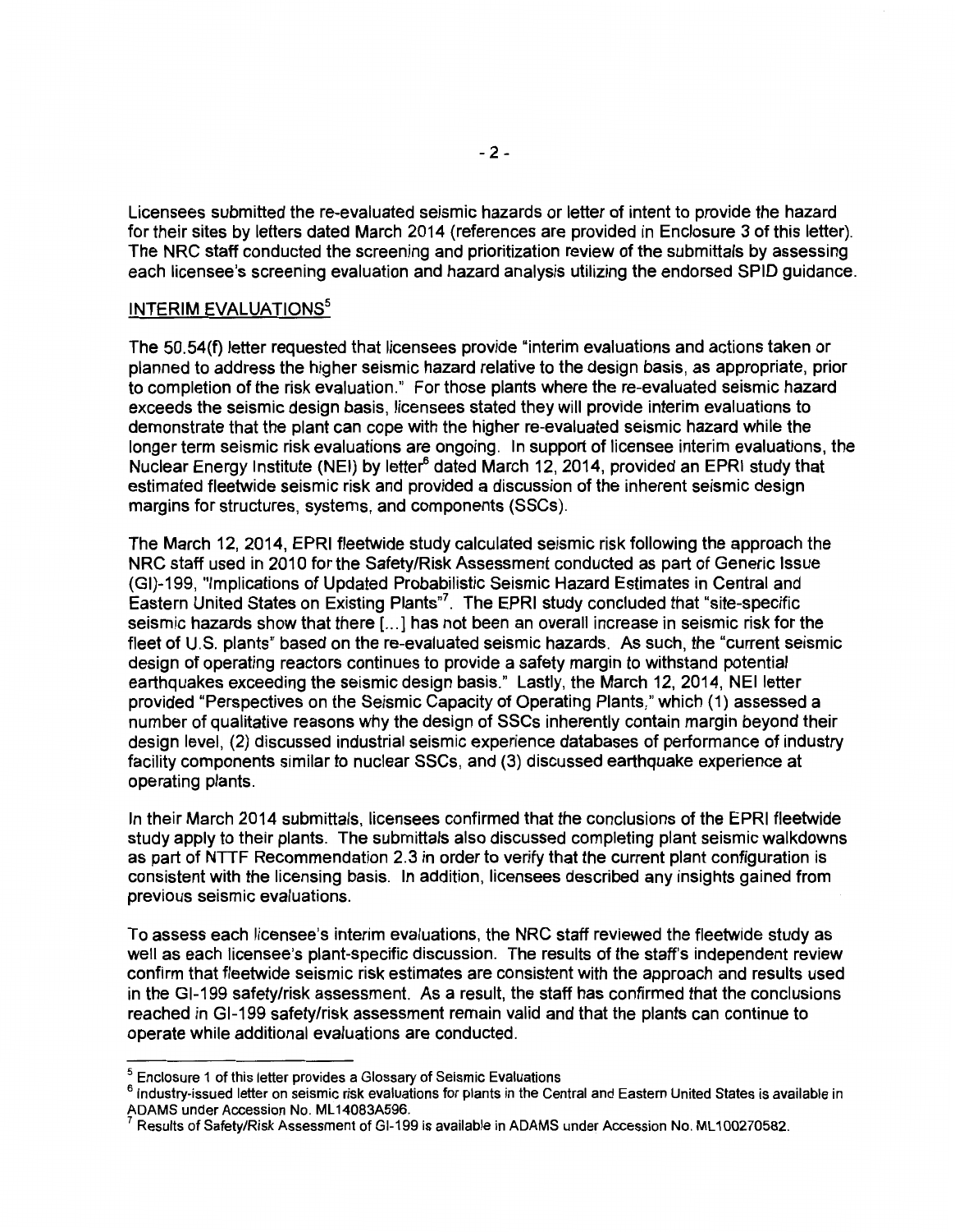Licensees submitted the re-evaluated seismic hazards or letter of intent to provide the hazard for their sites by letters dated March 2014 (references are provided in Enclosure 3 of this letter). The NRC staff conducted the screening and prioritization review of the submittals by assessing each licensee's screening evaluation and hazard analysis utilizing the endorsed SPID guidance.

## INTERIM EVALUATIONS[5]

The 50.54(f) letter requested that licensees provide "interim evaluations and actions taken or planned to address the higher seismic hazard relative to the design basis, as appropriate, prior to completion of the risk evaluation." For those plants where the re-evaluated seismic hazard exceeds the seismic design basis, licensees stated they will provide interim evaluations to demonstrate that the plant can cope with the higher re-evaluated seismic hazard while the longer term seismic risk evaluations are ongoing. In support of licensee interim evaluations, the Nuclear Energy Institute (NEI) by letter[6] dated March 12, 2014, provided an EPRI study that estimated fleetwide seismic risk and provided a discussion of the inherent seismic design margins for structures, systems, and components (SSCs).

The March 12, 2014, EPRI fleetwide study calculated seismic risk following the approach the NRC staff used in 2010 for the Safety/Risk Assessment conducted as part of Generic Issue (GI)-199, "Implications of Updated Probabilistic Seismic Hazard Estimates in Central and Eastern United States on Existing Plants"[7]. The EPRI study concluded that "site-specific seismic hazards show that there [...] has not been an overall increase in seismic risk for the fleet of U.S. plants" based on the re-evaluated seismic hazards. As such, the "current seismic design of operating reactors continues to provide a safety margin to withstand potential earthquakes exceeding the seismic design basis." Lastly, the March 12, 2014, NEI letter provided "Perspectives on the Seismic Capacity of Operating Plants," which (1) assessed a number of qualitative reasons why the design of SSCs inherently contain margin beyond their design level, (2) discussed industrial seismic experience databases of performance of industry facility components similar to nuclear SSCs, and (3) discussed earthquake experience at operating plants.

In their March 2014 submittals, licensees confirmed that the conclusions of the EPRI fleetwide study apply to their plants. The submittals also discussed completing plant seismic walkdowns as part of NTTF Recommendation 2.3 in order to verify that the current plant configuration is consistent with the licensing basis. In addition, licensees described any insights gained from previous seismic evaluations.

To assess each licensee's interim evaluations, the NRC staff reviewed the fleetwide study as well as each licensee's plant-specific discussion. The results of the staff's independent review confirm that fleetwide seismic risk estimates are consistent with the approach and results used in the GI-199 safety/risk assessment. As a result, the staff has confirmed that the conclusions reached in GI-199 safety/risk assessment remain valid and that the plants can continue to operate while additional evaluations are conducted.

---

[5] Enclosure 1 of this letter provides a Glossary of Seismic Evaluations

[6] Industry-issued letter on seismic risk evaluations for plants in the Central and Eastern United States is available in ADAMS under Accession No. ML14083A596.

[7] Results of Safety/Risk Assessment of GI-199 is available in ADAMS under Accession No. ML100270582.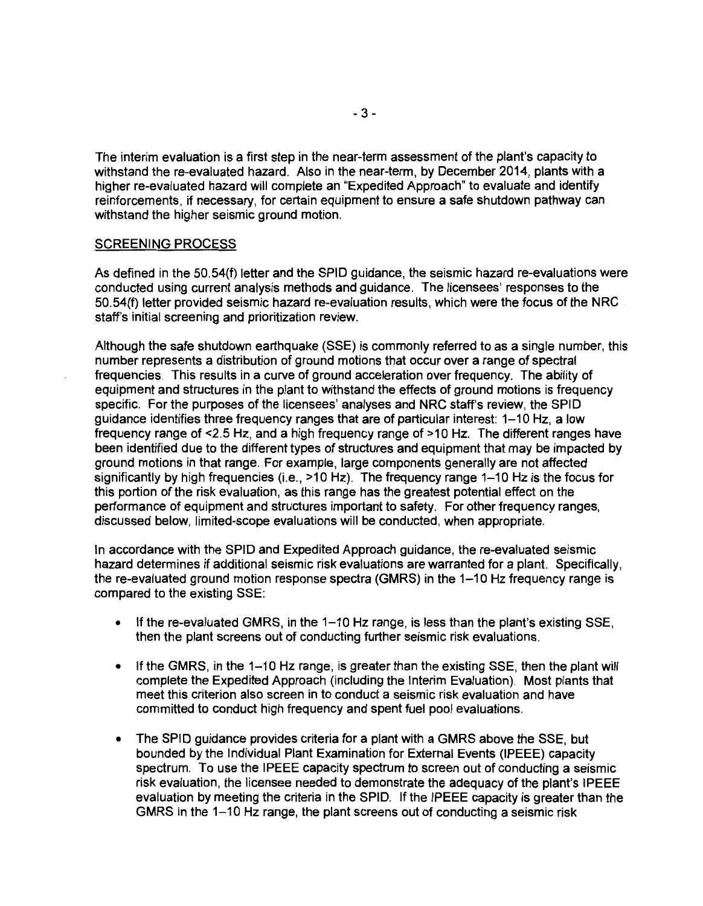The interim evaluation is a first step in the near-term assessment of the plant's capacity to withstand the re-evaluated hazard. Also in the near-term, by December 2014, plants with a higher re-evaluated hazard will complete an "Expedited Approach" to evaluate and identify reinforcements, if necessary, for certain equipment to ensure a safe shutdown pathway can withstand the higher seismic ground motion.

## SCREENING PROCESS

As defined in the 50.54(f) letter and the SPID guidance, the seismic hazard re-evaluations were conducted using current analysis methods and guidance. The licensees' responses to the 50.54(f) letter provided seismic hazard re-evaluation results, which were the focus of the NRC staff's initial screening and prioritization review.

Although the safe shutdown earthquake (SSE) is commonly referred to as a single number, this number represents a distribution of ground motions that occur over a range of spectral frequencies. This results in a curve of ground acceleration over frequency. The ability of equipment and structures in the plant to withstand the effects of ground motions is frequency specific. For the purposes of the licensees' analyses and NRC staff's review, the SPID guidance identifies three frequency ranges that are of particular interest: 1–10 Hz, a low frequency range of <2.5 Hz, and a high frequency range of >10 Hz. The different ranges have been identified due to the different types of structures and equipment that may be impacted by ground motions in that range. For example, large components generally are not affected significantly by high frequencies (i.e., >10 Hz). The frequency range 1–10 Hz is the focus for this portion of the risk evaluation, as this range has the greatest potential effect on the performance of equipment and structures important to safety. For other frequency ranges, discussed below, limited-scope evaluations will be conducted, when appropriate.

In accordance with the SPID and Expedited Approach guidance, the re-evaluated seismic hazard determines if additional seismic risk evaluations are warranted for a plant. Specifically, the re-evaluated ground motion response spectra (GMRS) in the 1–10 Hz frequency range is compared to the existing SSE:

- If the re-evaluated GMRS, in the 1–10 Hz range, is less than the plant's existing SSE, then the plant screens out of conducting further seismic risk evaluations.

- If the GMRS, in the 1–10 Hz range, is greater than the existing SSE, then the plant will complete the Expedited Approach (including the Interim Evaluation). Most plants that meet this criterion also screen in to conduct a seismic risk evaluation and have committed to conduct high frequency and spent fuel pool evaluations.

- The SPID guidance provides criteria for a plant with a GMRS above the SSE, but bounded by the Individual Plant Examination for External Events (IPEEE) capacity spectrum. To use the IPEEE capacity spectrum to screen out of conducting a seismic risk evaluation, the licensee needed to demonstrate the adequacy of the plant's IPEEE evaluation by meeting the criteria in the SPID. If the IPEEE capacity is greater than the GMRS in the 1–10 Hz range, the plant screens out of conducting a seismic risk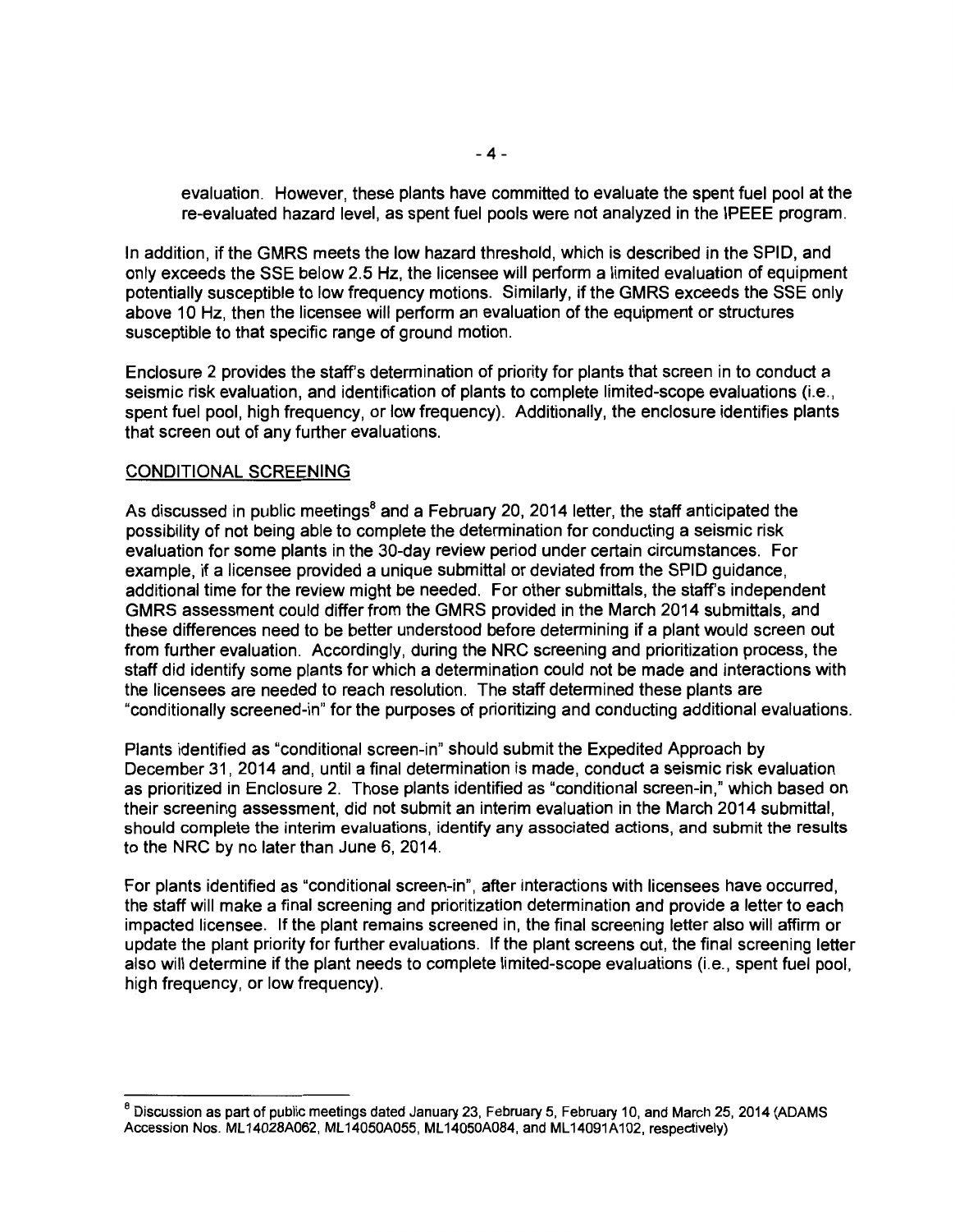evaluation. However, these plants have committed to evaluate the spent fuel pool at the re-evaluated hazard level, as spent fuel pools were not analyzed in the IPEEE program.

In addition, if the GMRS meets the low hazard threshold, which is described in the SPID, and only exceeds the SSE below 2.5 Hz, the licensee will perform a limited evaluation of equipment potentially susceptible to low frequency motions. Similarly, if the GMRS exceeds the SSE only above 10 Hz, then the licensee will perform an evaluation of the equipment or structures susceptible to that specific range of ground motion.

Enclosure 2 provides the staff's determination of priority for plants that screen in to conduct a seismic risk evaluation, and identification of plants to complete limited-scope evaluations (i.e., spent fuel pool, high frequency, or low frequency). Additionally, the enclosure identifies plants that screen out of any further evaluations.

## CONDITIONAL SCREENING

As discussed in public meetings[8] and a February 20, 2014 letter, the staff anticipated the possibility of not being able to complete the determination for conducting a seismic risk evaluation for some plants in the 30-day review period under certain circumstances. For example, if a licensee provided a unique submittal or deviated from the SPID guidance, additional time for the review might be needed. For other submittals, the staff's independent GMRS assessment could differ from the GMRS provided in the March 2014 submittals, and these differences need to be better understood before determining if a plant would screen out from further evaluation. Accordingly, during the NRC screening and prioritization process, the staff did identify some plants for which a determination could not be made and interactions with the licensees are needed to reach resolution. The staff determined these plants are "conditionally screened-in" for the purposes of prioritizing and conducting additional evaluations.

Plants identified as "conditional screen-in" should submit the Expedited Approach by December 31, 2014 and, until a final determination is made, conduct a seismic risk evaluation as prioritized in Enclosure 2. Those plants identified as "conditional screen-in," which based on their screening assessment, did not submit an interim evaluation in the March 2014 submittal, should complete the interim evaluations, identify any associated actions, and submit the results to the NRC by no later than June 6, 2014.

For plants identified as "conditional screen-in", after interactions with licensees have occurred, the staff will make a final screening and prioritization determination and provide a letter to each impacted licensee. If the plant remains screened in, the final screening letter also will affirm or update the plant priority for further evaluations. If the plant screens out, the final screening letter also will determine if the plant needs to complete limited-scope evaluations (i.e., spent fuel pool, high frequency, or low frequency).

---

[8] Discussion as part of public meetings dated January 23, February 5, February 10, and March 25, 2014 (ADAMS Accession Nos. ML14028A062, ML14050A055, ML14050A084, and ML14091A102, respectively)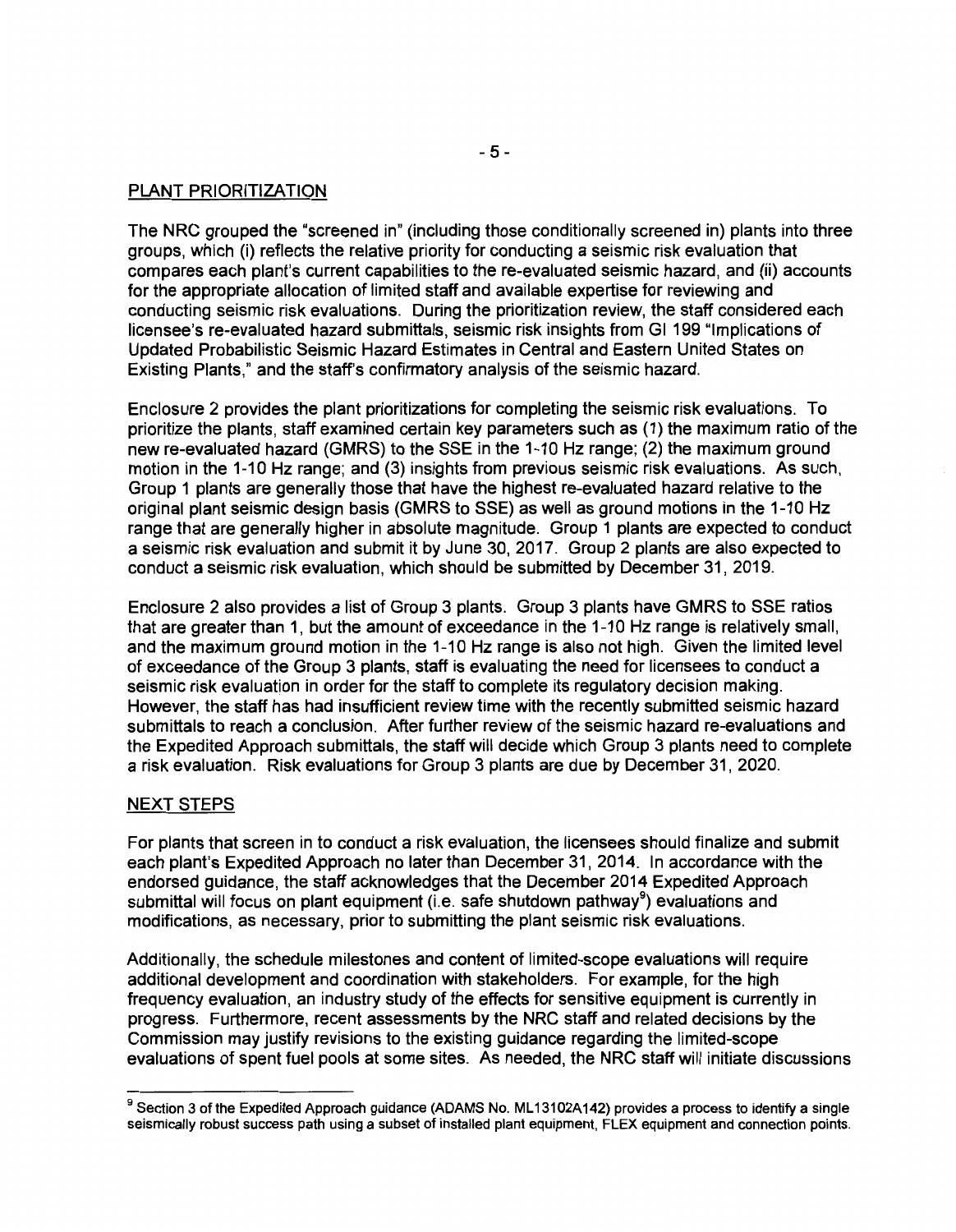## PLANT PRIORITIZATION

The NRC grouped the "screened in" (including those conditionally screened in) plants into three groups, which (i) reflects the relative priority for conducting a seismic risk evaluation that compares each plant's current capabilities to the re-evaluated seismic hazard, and (ii) accounts for the appropriate allocation of limited staff and available expertise for reviewing and conducting seismic risk evaluations. During the prioritization review, the staff considered each licensee's re-evaluated hazard submittals, seismic risk insights from GI 199 "Implications of Updated Probabilistic Seismic Hazard Estimates in Central and Eastern United States on Existing Plants," and the staff's confirmatory analysis of the seismic hazard.

Enclosure 2 provides the plant prioritizations for completing the seismic risk evaluations. To prioritize the plants, staff examined certain key parameters such as (1) the maximum ratio of the new re-evaluated hazard (GMRS) to the SSE in the 1-10 Hz range; (2) the maximum ground motion in the 1-10 Hz range; and (3) insights from previous seismic risk evaluations. As such, Group 1 plants are generally those that have the highest re-evaluated hazard relative to the original plant seismic design basis (GMRS to SSE) as well as ground motions in the 1-10 Hz range that are generally higher in absolute magnitude. Group 1 plants are expected to conduct a seismic risk evaluation and submit it by June 30, 2017. Group 2 plants are also expected to conduct a seismic risk evaluation, which should be submitted by December 31, 2019.

Enclosure 2 also provides a list of Group 3 plants. Group 3 plants have GMRS to SSE ratios that are greater than 1, but the amount of exceedance in the 1-10 Hz range is relatively small, and the maximum ground motion in the 1-10 Hz range is also not high. Given the limited level of exceedance of the Group 3 plants, staff is evaluating the need for licensees to conduct a seismic risk evaluation in order for the staff to complete its regulatory decision making. However, the staff has had insufficient review time with the recently submitted seismic hazard submittals to reach a conclusion. After further review of the seismic hazard re-evaluations and the Expedited Approach submittals, the staff will decide which Group 3 plants need to complete a risk evaluation. Risk evaluations for Group 3 plants are due by December 31, 2020.

## NEXT STEPS

For plants that screen in to conduct a risk evaluation, the licensees should finalize and submit each plant's Expedited Approach no later than December 31, 2014. In accordance with the endorsed guidance, the staff acknowledges that the December 2014 Expedited Approach submittal will focus on plant equipment (i.e. safe shutdown pathway[9]) evaluations and modifications, as necessary, prior to submitting the plant seismic risk evaluations.

Additionally, the schedule milestones and content of limited-scope evaluations will require additional development and coordination with stakeholders. For example, for the high frequency evaluation, an industry study of the effects for sensitive equipment is currently in progress. Furthermore, recent assessments by the NRC staff and related decisions by the Commission may justify revisions to the existing guidance regarding the limited-scope evaluations of spent fuel pools at some sites. As needed, the NRC staff will initiate discussions

---

[9] Section 3 of the Expedited Approach guidance (ADAMS No. ML13102A142) provides a process to identify a single seismically robust success path using a subset of installed plant equipment, FLEX equipment and connection points.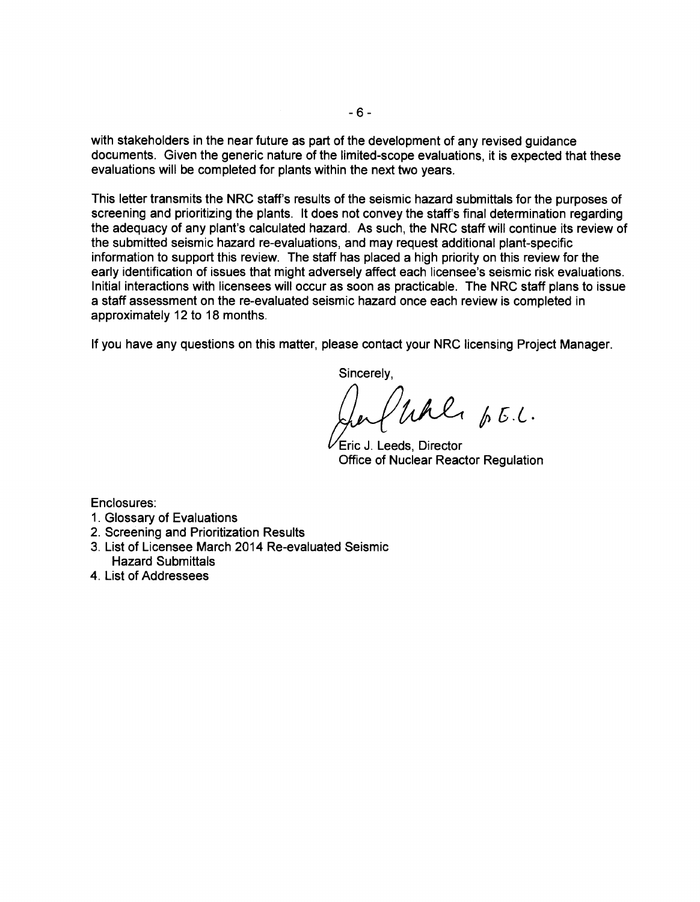with stakeholders in the near future as part of the development of any revised guidance documents. Given the generic nature of the limited-scope evaluations, it is expected that these evaluations will be completed for plants within the next two years.

This letter transmits the NRC staff's results of the seismic hazard submittals for the purposes of screening and prioritizing the plants. It does not convey the staff's final determination regarding the adequacy of any plant's calculated hazard. As such, the NRC staff will continue its review of the submitted seismic hazard re-evaluations, and may request additional plant-specific information to support this review. The staff has placed a high priority on this review for the early identification of issues that might adversely affect each licensee's seismic risk evaluations. Initial interactions with licensees will occur as soon as practicable. The NRC staff plans to issue a staff assessment on the re-evaluated seismic hazard once each review is completed in approximately 12 to 18 months.

If you have any questions on this matter, please contact your NRC licensing Project Manager.

Sincerely,

Eric J. Leeds, Director
Office of Nuclear Reactor Regulation

Enclosures:
1. Glossary of Evaluations
2. Screening and Prioritization Results
3. List of Licensee March 2014 Re-evaluated Seismic Hazard Submittals
4. List of Addressees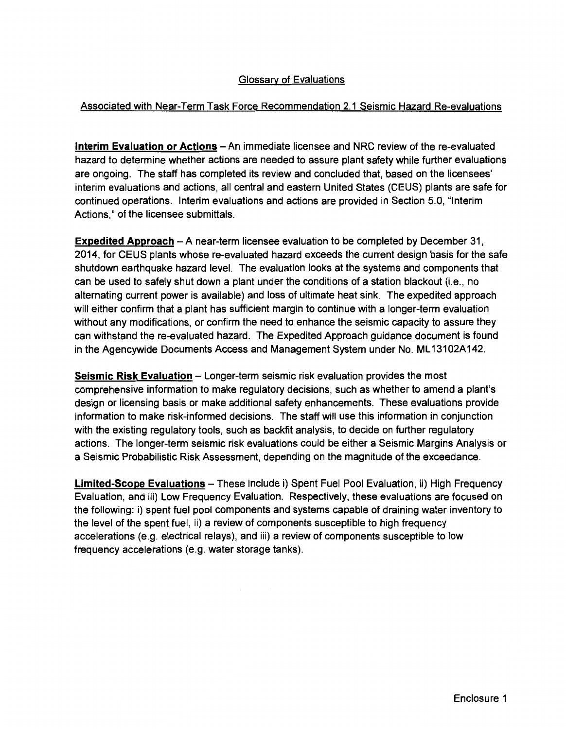## Glossary of Evaluations

## Associated with Near-Term Task Force Recommendation 2.1 Seismic Hazard Re-evaluations

**Interim Evaluation or Actions** – An immediate licensee and NRC review of the re-evaluated hazard to determine whether actions are needed to assure plant safety while further evaluations are ongoing. The staff has completed its review and concluded that, based on the licensees' interim evaluations and actions, all central and eastern United States (CEUS) plants are safe for continued operations. Interim evaluations and actions are provided in Section 5.0, "Interim Actions," of the licensee submittals.

**Expedited Approach** – A near-term licensee evaluation to be completed by December 31, 2014, for CEUS plants whose re-evaluated hazard exceeds the current design basis for the safe shutdown earthquake hazard level. The evaluation looks at the systems and components that can be used to safely shut down a plant under the conditions of a station blackout (i.e., no alternating current power is available) and loss of ultimate heat sink. The expedited approach will either confirm that a plant has sufficient margin to continue with a longer-term evaluation without any modifications, or confirm the need to enhance the seismic capacity to assure they can withstand the re-evaluated hazard. The Expedited Approach guidance document is found in the Agencywide Documents Access and Management System under No. ML13102A142.

**Seismic Risk Evaluation** – Longer-term seismic risk evaluation provides the most comprehensive information to make regulatory decisions, such as whether to amend a plant's design or licensing basis or make additional safety enhancements. These evaluations provide information to make risk-informed decisions. The staff will use this information in conjunction with the existing regulatory tools, such as backfit analysis, to decide on further regulatory actions. The longer-term seismic risk evaluations could be either a Seismic Margins Analysis or a Seismic Probabilistic Risk Assessment, depending on the magnitude of the exceedance.

**Limited-Scope Evaluations** – These include i) Spent Fuel Pool Evaluation, ii) High Frequency Evaluation, and iii) Low Frequency Evaluation. Respectively, these evaluations are focused on the following: i) spent fuel pool components and systems capable of draining water inventory to the level of the spent fuel, ii) a review of components susceptible to high frequency accelerations (e.g. electrical relays), and iii) a review of components susceptible to low frequency accelerations (e.g. water storage tanks).

Enclosure 1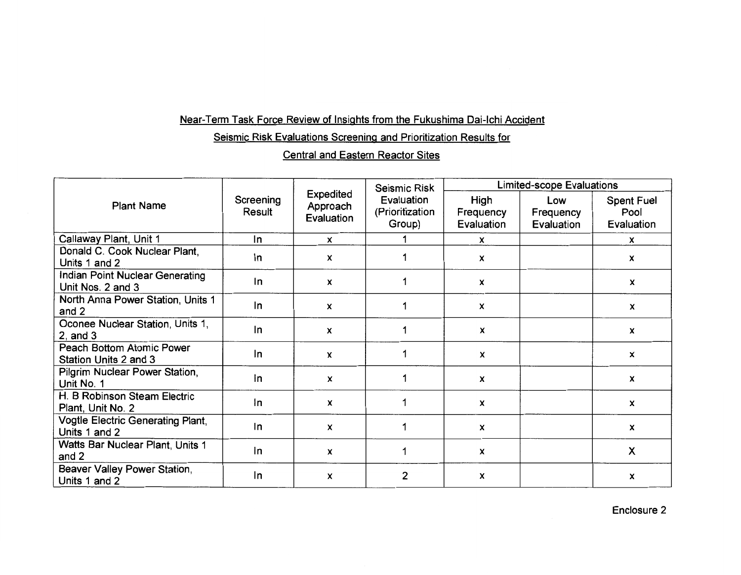Near-Term Task Force Review of Insights from the Fukushima Dai-Ichi Accident

Seismic Risk Evaluations Screening and Prioritization Results for

Central and Eastern Reactor Sites

| Plant Name | Screening Result | Expedited Approach Evaluation | Seismic Risk Evaluation (Prioritization Group) | Limited-scope Evaluations | | |
|---|---|---|---|---|---|---|
| | | | | High Frequency Evaluation | Low Frequency Evaluation | Spent Fuel Pool Evaluation |
| Callaway Plant, Unit 1 | In | x | 1 | x | | x |
| Donald C. Cook Nuclear Plant, Units 1 and 2 | In | x | 1 | x | | x |
| Indian Point Nuclear Generating Unit Nos. 2 and 3 | In | x | 1 | x | | x |
| North Anna Power Station, Units 1 and 2 | In | x | 1 | x | | x |
| Oconee Nuclear Station, Units 1, 2, and 3 | In | x | 1 | x | | x |
| Peach Bottom Atomic Power Station Units 2 and 3 | In | x | 1 | x | | x |
| Pilgrim Nuclear Power Station, Unit No. 1 | In | x | 1 | x | | x |
| H. B Robinson Steam Electric Plant, Unit No. 2 | In | x | 1 | x | | x |
| Vogtle Electric Generating Plant, Units 1 and 2 | In | x | 1 | x | | x |
| Watts Bar Nuclear Plant, Units 1 and 2 | In | x | 1 | x | | X |
| Beaver Valley Power Station, Units 1 and 2 | In | x | 2 | x | | x |

Enclosure 2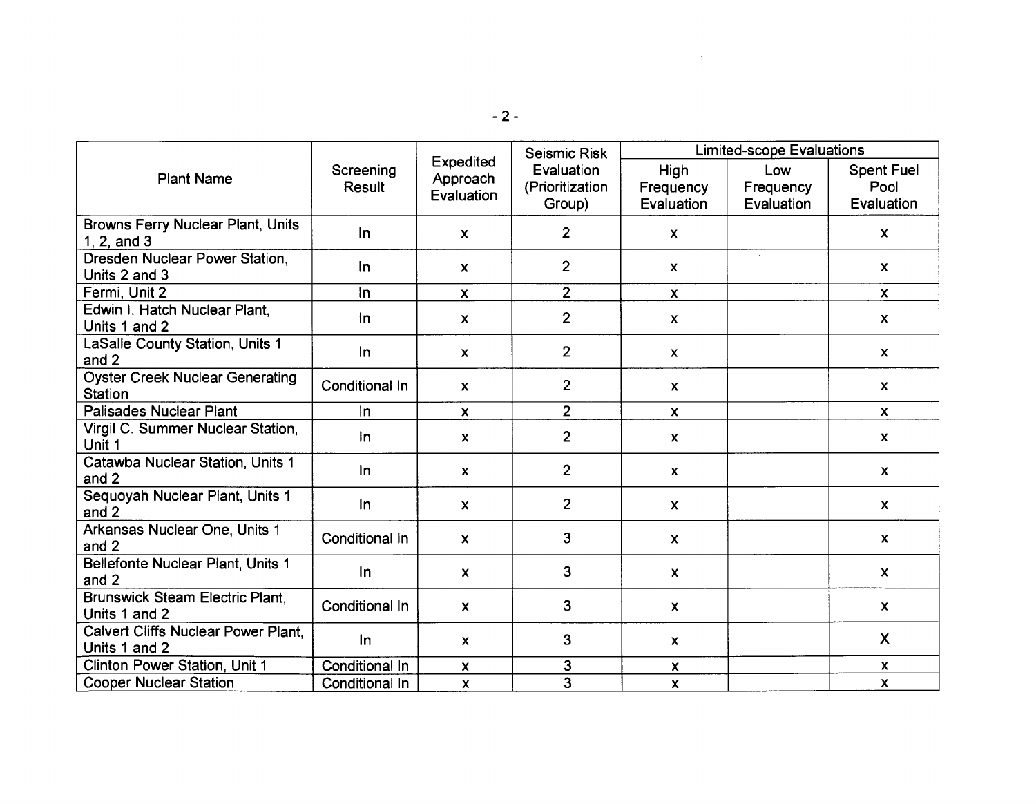| Plant Name | Screening Result | Expedited Approach Evaluation | Seismic Risk Evaluation (Prioritization Group) | Limited-scope Evaluations | | |
|---|---|---|---|---|---|---|
| | | | | High Frequency Evaluation | Low Frequency Evaluation | Spent Fuel Pool Evaluation |
| Browns Ferry Nuclear Plant, Units 1, 2, and 3 | In | x | 2 | x | | x |
| Dresden Nuclear Power Station, Units 2 and 3 | In | x | 2 | x | | x |
| Fermi, Unit 2 | In | x | 2 | x | | x |
| Edwin I. Hatch Nuclear Plant, Units 1 and 2 | In | x | 2 | x | | x |
| LaSalle County Station, Units 1 and 2 | In | x | 2 | x | | x |
| Oyster Creek Nuclear Generating Station | Conditional In | x | 2 | x | | x |
| Palisades Nuclear Plant | In | x | 2 | x | | x |
| Virgil C. Summer Nuclear Station, Unit 1 | In | x | 2 | x | | x |
| Catawba Nuclear Station, Units 1 and 2 | In | x | 2 | x | | x |
| Sequoyah Nuclear Plant, Units 1 and 2 | In | x | 2 | x | | x |
| Arkansas Nuclear One, Units 1 and 2 | Conditional In | x | 3 | x | | x |
| Bellefonte Nuclear Plant, Units 1 and 2 | In | x | 3 | x | | x |
| Brunswick Steam Electric Plant, Units 1 and 2 | Conditional In | x | 3 | x | | x |
| Calvert Cliffs Nuclear Power Plant, Units 1 and 2 | In | x | 3 | x | | X |
| Clinton Power Station, Unit 1 | Conditional In | x | 3 | x | | x |
| Cooper Nuclear Station | Conditional In | x | 3 | x | | x |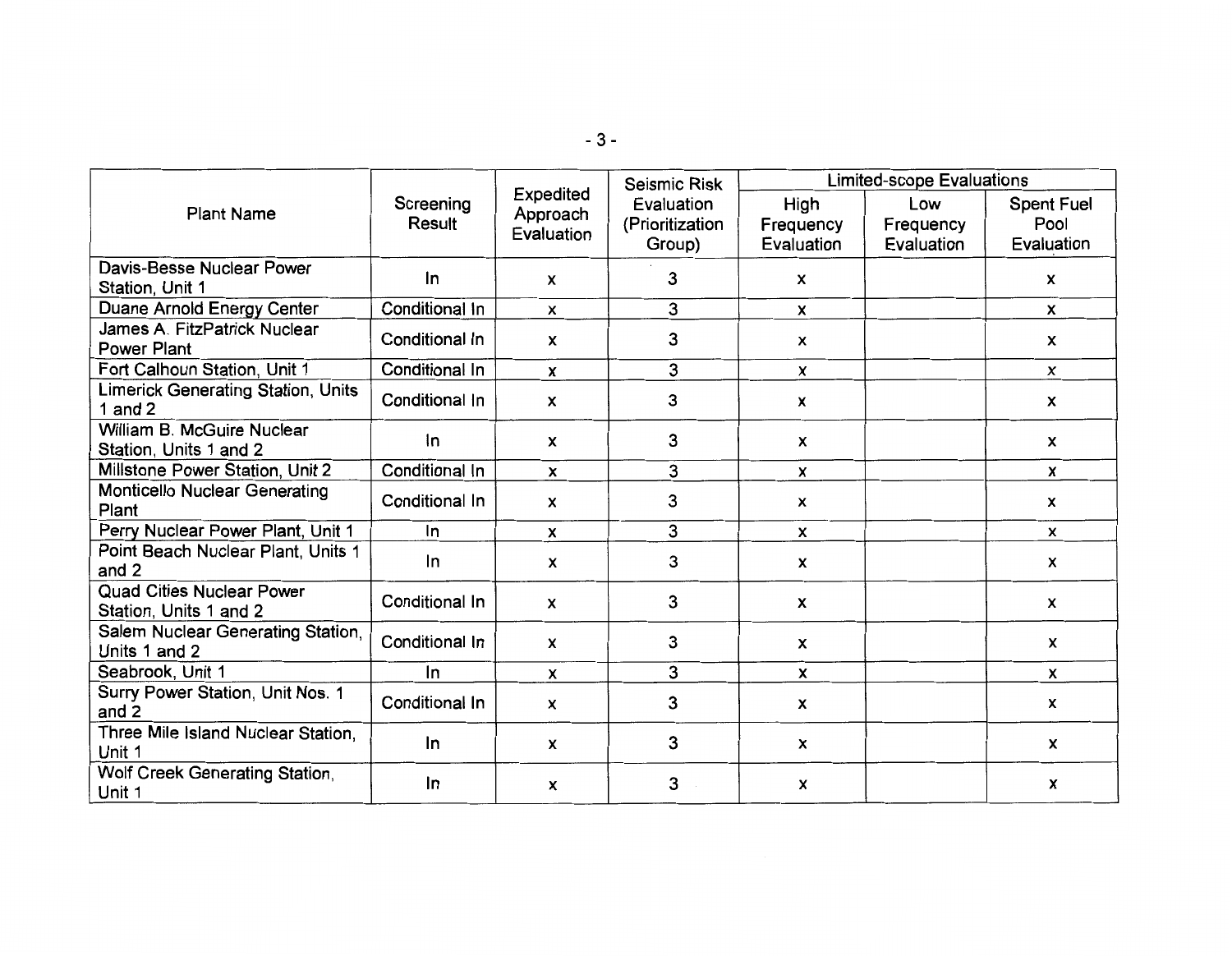| Plant Name | Screening Result | Expedited Approach Evaluation | Seismic Risk Evaluation (Prioritization Group) | Limited-scope Evaluations | | |
|---|---|---|---|---|---|---|
| | | | | High Frequency Evaluation | Low Frequency Evaluation | Spent Fuel Pool Evaluation |
| Davis-Besse Nuclear Power Station, Unit 1 | In | x | 3 | x | | x |
| Duane Arnold Energy Center | Conditional In | x | 3 | x | | x |
| James A. FitzPatrick Nuclear Power Plant | Conditional In | x | 3 | x | | x |
| Fort Calhoun Station, Unit 1 | Conditional In | x | 3 | x | | x |
| Limerick Generating Station, Units 1 and 2 | Conditional In | x | 3 | x | | x |
| William B. McGuire Nuclear Station, Units 1 and 2 | In | x | 3 | x | | x |
| Millstone Power Station, Unit 2 | Conditional In | x | 3 | x | | x |
| Monticello Nuclear Generating Plant | Conditional In | x | 3 | x | | x |
| Perry Nuclear Power Plant, Unit 1 | In | x | 3 | x | | x |
| Point Beach Nuclear Plant, Units 1 and 2 | In | x | 3 | x | | x |
| Quad Cities Nuclear Power Station, Units 1 and 2 | Conditional In | x | 3 | x | | x |
| Salem Nuclear Generating Station, Units 1 and 2 | Conditional In | x | 3 | x | | x |
| Seabrook, Unit 1 | In | x | 3 | x | | x |
| Surry Power Station, Unit Nos. 1 and 2 | Conditional In | x | 3 | x | | x |
| Three Mile Island Nuclear Station, Unit 1 | In | x | 3 | x | | x |
| Wolf Creek Generating Station, Unit 1 | In | x | 3 | x | | x |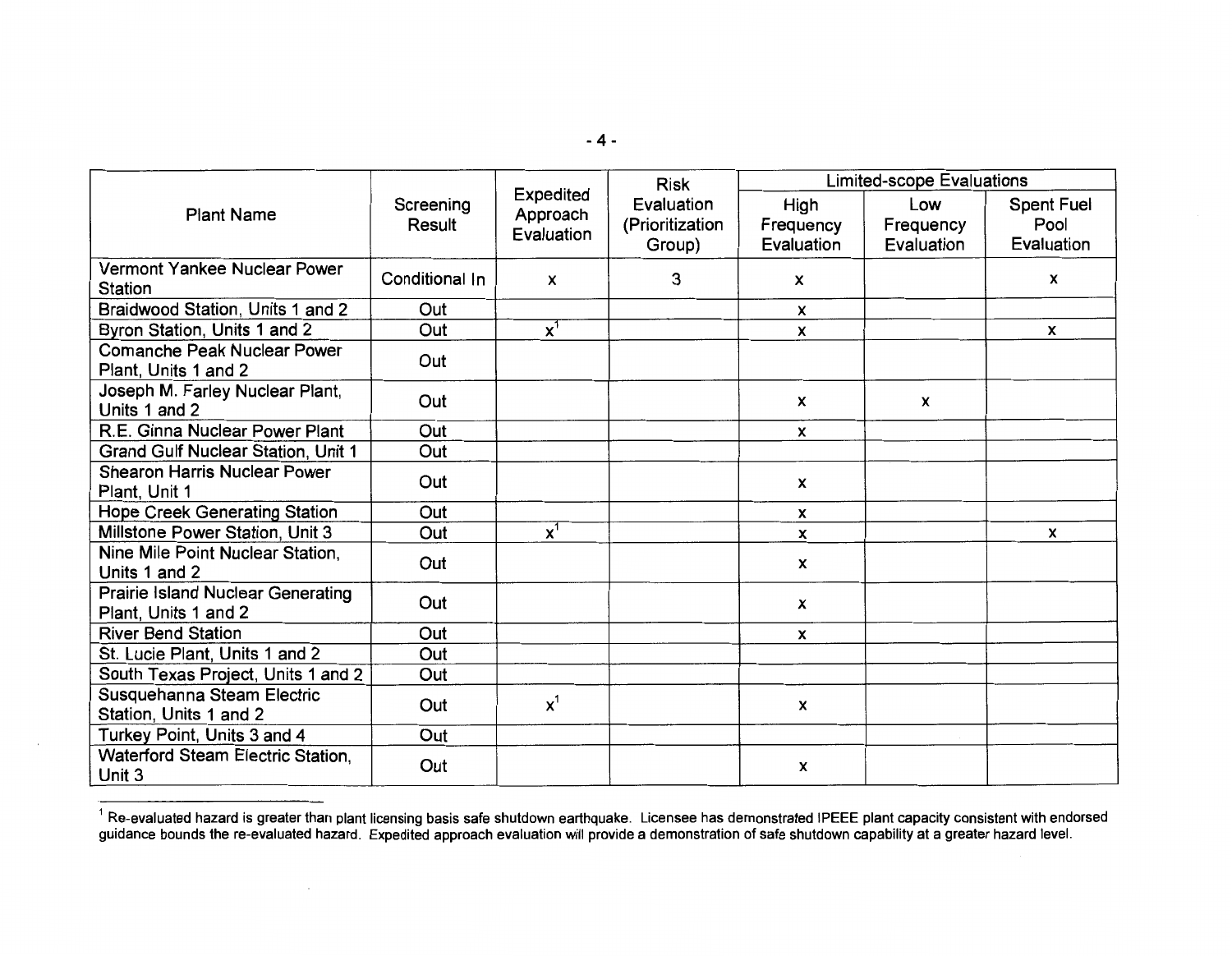| Plant Name | Screening Result | Expedited Approach Evaluation | Risk Evaluation (Prioritization Group) | Limited-scope Evaluations | | |
|---|---|---|---|---|---|---|
| | | | | High Frequency Evaluation | Low Frequency Evaluation | Spent Fuel Pool Evaluation |
| Vermont Yankee Nuclear Power Station | Conditional In | x | 3 | x | | x |
| Braidwood Station, Units 1 and 2 | Out | | | x | | |
| Byron Station, Units 1 and 2 | Out | x[1] | | x | | x |
| Comanche Peak Nuclear Power Plant, Units 1 and 2 | Out | | | | | |
| Joseph M. Farley Nuclear Plant, Units 1 and 2 | Out | | | x | x | |
| R.E. Ginna Nuclear Power Plant | Out | | | x | | |
| Grand Gulf Nuclear Station, Unit 1 | Out | | | | | |
| Shearon Harris Nuclear Power Plant, Unit 1 | Out | | | x | | |
| Hope Creek Generating Station | Out | | | x | | |
| Millstone Power Station, Unit 3 | Out | x[1] | | x | | x |
| Nine Mile Point Nuclear Station, Units 1 and 2 | Out | | | x | | |
| Prairie Island Nuclear Generating Plant, Units 1 and 2 | Out | | | x | | |
| River Bend Station | Out | | | x | | |
| St. Lucie Plant, Units 1 and 2 | Out | | | | | |
| South Texas Project, Units 1 and 2 | Out | | | | | |
| Susquehanna Steam Electric Station, Units 1 and 2 | Out | x[1] | | x | | |
| Turkey Point, Units 3 and 4 | Out | | | | | |
| Waterford Steam Electric Station, Unit 3 | Out | | | x | | |

[1] Re-evaluated hazard is greater than plant licensing basis safe shutdown earthquake. Licensee has demonstrated IPEEE plant capacity consistent with endorsed guidance bounds the re-evaluated hazard. Expedited approach evaluation will provide a demonstration of safe shutdown capability at a greater hazard level.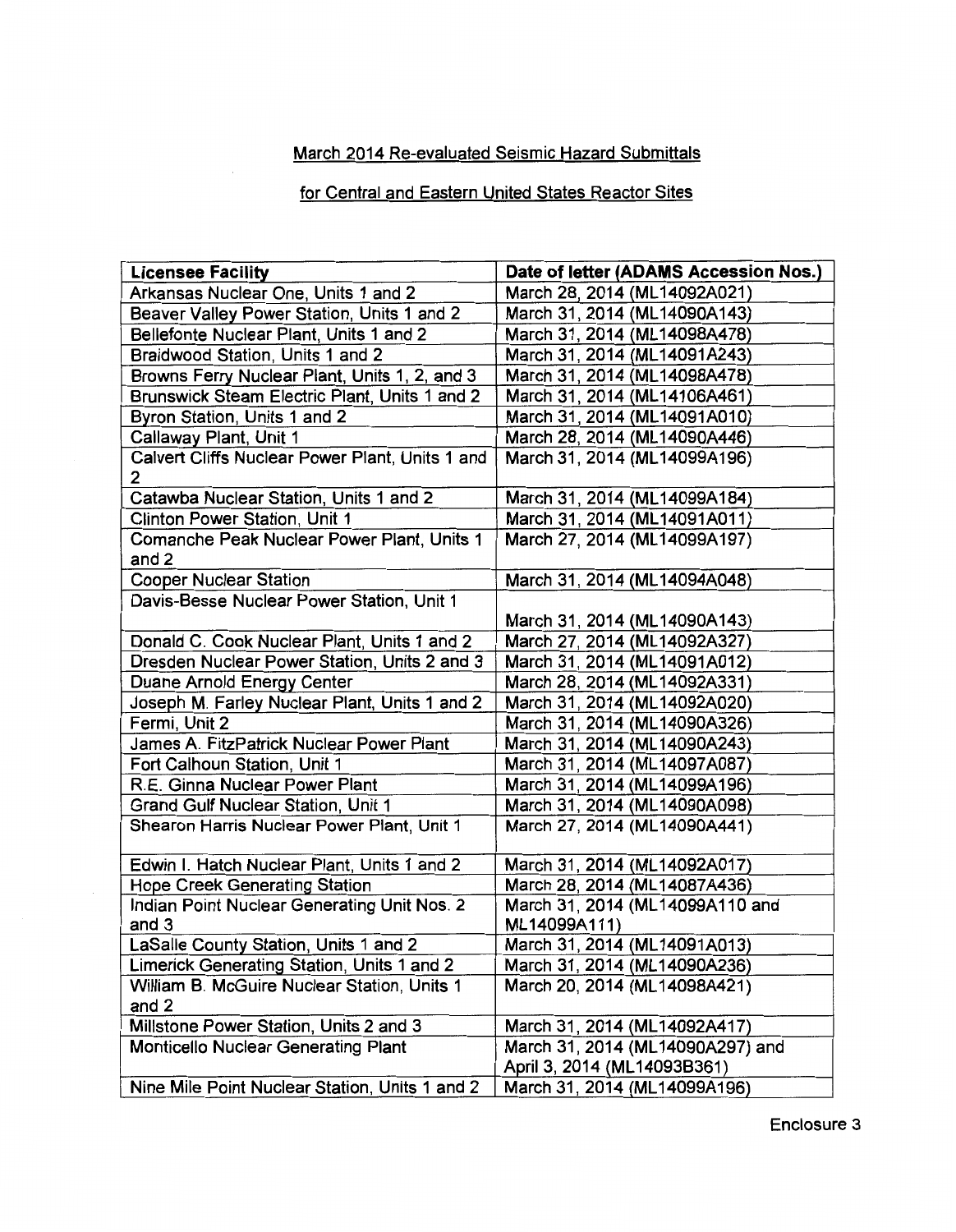March 2014 Re-evaluated Seismic Hazard Submittals

for Central and Eastern United States Reactor Sites

| Licensee Facility | Date of letter (ADAMS Accession Nos.) |
|---|---|
| Arkansas Nuclear One, Units 1 and 2 | March 28, 2014 (ML14092A021) |
| Beaver Valley Power Station, Units 1 and 2 | March 31, 2014 (ML14090A143) |
| Bellefonte Nuclear Plant, Units 1 and 2 | March 31, 2014 (ML14098A478) |
| Braidwood Station, Units 1 and 2 | March 31, 2014 (ML14091A243) |
| Browns Ferry Nuclear Plant, Units 1, 2, and 3 | March 31, 2014 (ML14098A478) |
| Brunswick Steam Electric Plant, Units 1 and 2 | March 31, 2014 (ML14106A461) |
| Byron Station, Units 1 and 2 | March 31, 2014 (ML14091A010) |
| Callaway Plant, Unit 1 | March 28, 2014 (ML14090A446) |
| Calvert Cliffs Nuclear Power Plant, Units 1 and 2 | March 31, 2014 (ML14099A196) |
| Catawba Nuclear Station, Units 1 and 2 | March 31, 2014 (ML14099A184) |
| Clinton Power Station, Unit 1 | March 31, 2014 (ML14091A011) |
| Comanche Peak Nuclear Power Plant, Units 1 and 2 | March 27, 2014 (ML14099A197) |
| Cooper Nuclear Station | March 31, 2014 (ML14094A048) |
| Davis-Besse Nuclear Power Station, Unit 1 | March 31, 2014 (ML14090A143) |
| Donald C. Cook Nuclear Plant, Units 1 and 2 | March 27, 2014 (ML14092A327) |
| Dresden Nuclear Power Station, Units 2 and 3 | March 31, 2014 (ML14091A012) |
| Duane Arnold Energy Center | March 28, 2014 (ML14092A331) |
| Joseph M. Farley Nuclear Plant, Units 1 and 2 | March 31, 2014 (ML14092A020) |
| Fermi, Unit 2 | March 31, 2014 (ML14090A326) |
| James A. FitzPatrick Nuclear Power Plant | March 31, 2014 (ML14090A243) |
| Fort Calhoun Station, Unit 1 | March 31, 2014 (ML14097A087) |
| R.E. Ginna Nuclear Power Plant | March 31, 2014 (ML14099A196) |
| Grand Gulf Nuclear Station, Unit 1 | March 31, 2014 (ML14090A098) |
| Shearon Harris Nuclear Power Plant, Unit 1 | March 27, 2014 (ML14090A441) |
| Edwin I. Hatch Nuclear Plant, Units 1 and 2 | March 31, 2014 (ML14092A017) |
| Hope Creek Generating Station | March 28, 2014 (ML14087A436) |
| Indian Point Nuclear Generating Unit Nos. 2 and 3 | March 31, 2014 (ML14099A110 and ML14099A111) |
| LaSalle County Station, Units 1 and 2 | March 31, 2014 (ML14091A013) |
| Limerick Generating Station, Units 1 and 2 | March 31, 2014 (ML14090A236) |
| William B. McGuire Nuclear Station, Units 1 and 2 | March 20, 2014 (ML14098A421) |
| Millstone Power Station, Units 2 and 3 | March 31, 2014 (ML14092A417) |
| Monticello Nuclear Generating Plant | March 31, 2014 (ML14090A297) and April 3, 2014 (ML14093B361) |
| Nine Mile Point Nuclear Station, Units 1 and 2 | March 31, 2014 (ML14099A196) |

Enclosure 3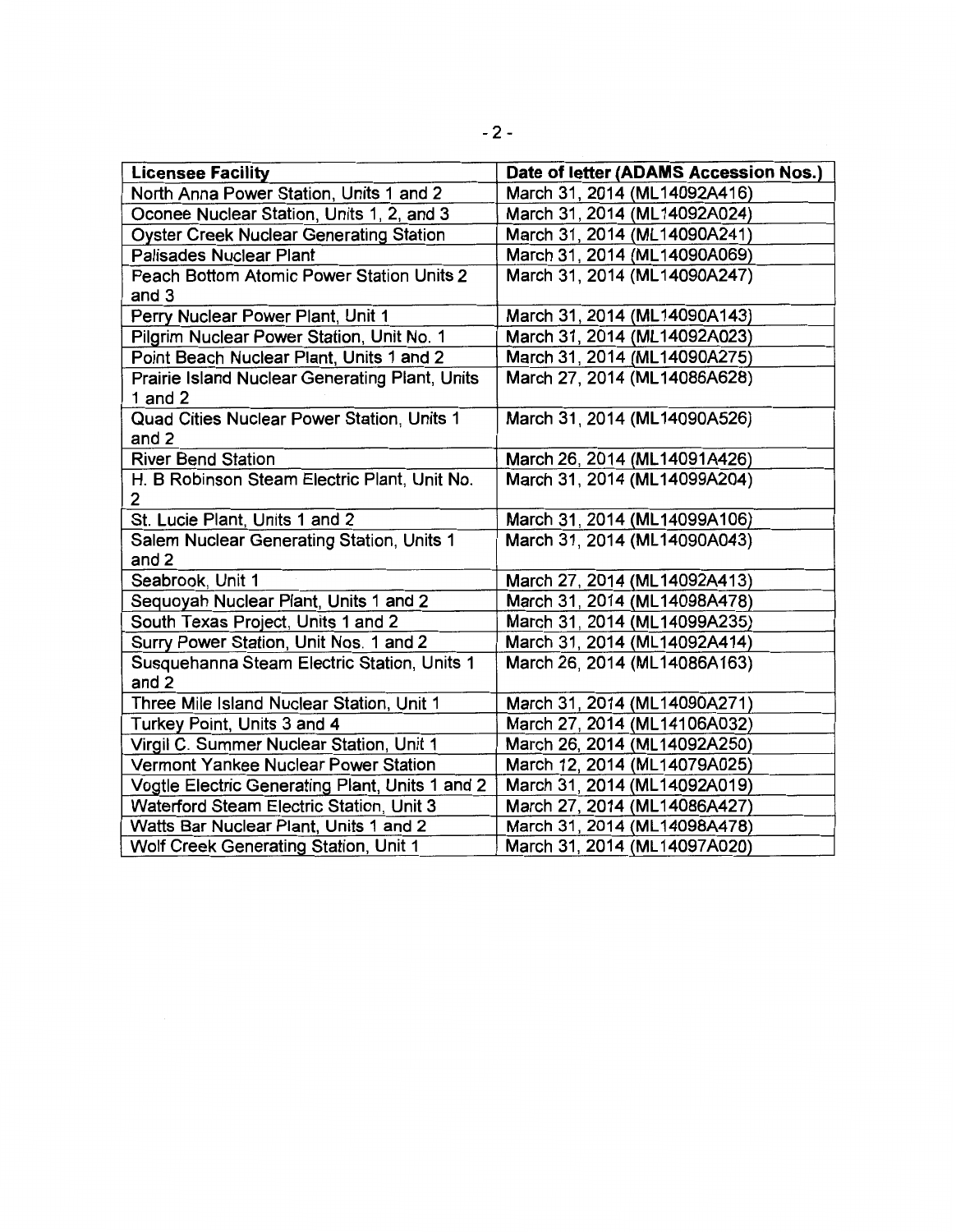| Licensee Facility | Date of letter (ADAMS Accession Nos.) |
|---|---|
| North Anna Power Station, Units 1 and 2 | March 31, 2014 (ML14092A416) |
| Oconee Nuclear Station, Units 1, 2, and 3 | March 31, 2014 (ML14092A024) |
| Oyster Creek Nuclear Generating Station | March 31, 2014 (ML14090A241) |
| Palisades Nuclear Plant | March 31, 2014 (ML14090A069) |
| Peach Bottom Atomic Power Station Units 2 and 3 | March 31, 2014 (ML14090A247) |
| Perry Nuclear Power Plant, Unit 1 | March 31, 2014 (ML14090A143) |
| Pilgrim Nuclear Power Station, Unit No. 1 | March 31, 2014 (ML14092A023) |
| Point Beach Nuclear Plant, Units 1 and 2 | March 31, 2014 (ML14090A275) |
| Prairie Island Nuclear Generating Plant, Units 1 and 2 | March 27, 2014 (ML14086A628) |
| Quad Cities Nuclear Power Station, Units 1 and 2 | March 31, 2014 (ML14090A526) |
| River Bend Station | March 26, 2014 (ML14091A426) |
| H. B Robinson Steam Electric Plant, Unit No. 2 | March 31, 2014 (ML14099A204) |
| St. Lucie Plant, Units 1 and 2 | March 31, 2014 (ML14099A106) |
| Salem Nuclear Generating Station, Units 1 and 2 | March 31, 2014 (ML14090A043) |
| Seabrook, Unit 1 | March 27, 2014 (ML14092A413) |
| Sequoyah Nuclear Plant, Units 1 and 2 | March 31, 2014 (ML14098A478) |
| South Texas Project, Units 1 and 2 | March 31, 2014 (ML14099A235) |
| Surry Power Station, Unit Nos. 1 and 2 | March 31, 2014 (ML14092A414) |
| Susquehanna Steam Electric Station, Units 1 and 2 | March 26, 2014 (ML14086A163) |
| Three Mile Island Nuclear Station, Unit 1 | March 31, 2014 (ML14090A271) |
| Turkey Point, Units 3 and 4 | March 27, 2014 (ML14106A032) |
| Virgil C. Summer Nuclear Station, Unit 1 | March 26, 2014 (ML14092A250) |
| Vermont Yankee Nuclear Power Station | March 12, 2014 (ML14079A025) |
| Vogtle Electric Generating Plant, Units 1 and 2 | March 31, 2014 (ML14092A019) |
| Waterford Steam Electric Station, Unit 3 | March 27, 2014 (ML14086A427) |
| Watts Bar Nuclear Plant, Units 1 and 2 | March 31, 2014 (ML14098A478) |
| Wolf Creek Generating Station, Unit 1 | March 31, 2014 (ML14097A020) |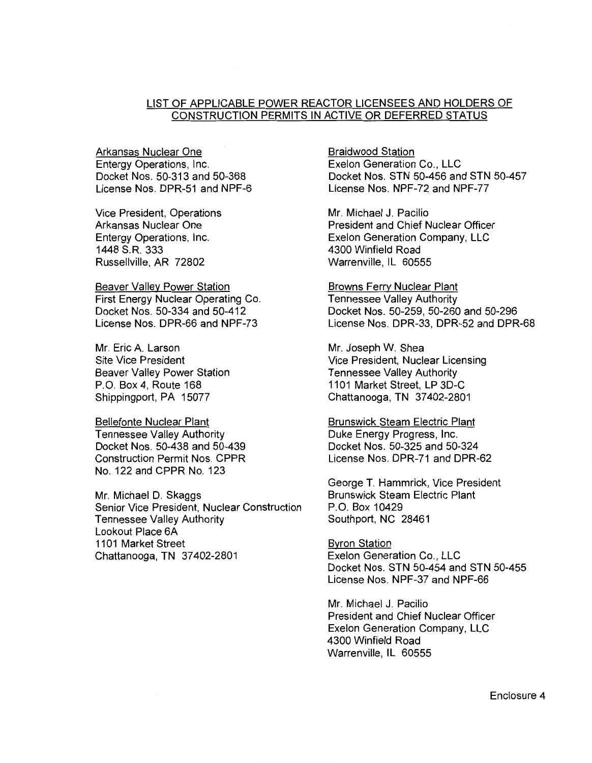## LIST OF APPLICABLE POWER REACTOR LICENSEES AND HOLDERS OF CONSTRUCTION PERMITS IN ACTIVE OR DEFERRED STATUS

Arkansas Nuclear One
Entergy Operations, Inc.
Docket Nos. 50-313 and 50-368
License Nos. DPR-51 and NPF-6

Vice President, Operations
Arkansas Nuclear One
Entergy Operations, Inc.
1448 S.R. 333
Russellville, AR 72802

Beaver Valley Power Station
First Energy Nuclear Operating Co.
Docket Nos. 50-334 and 50-412
License Nos. DPR-66 and NPF-73

Mr. Eric A. Larson
Site Vice President
Beaver Valley Power Station
P.O. Box 4, Route 168
Shippingport, PA 15077

Bellefonte Nuclear Plant
Tennessee Valley Authority
Docket Nos. 50-438 and 50-439
Construction Permit Nos. CPPR No. 122 and CPPR No. 123

Mr. Michael D. Skaggs
Senior Vice President, Nuclear Construction
Tennessee Valley Authority
Lookout Place 6A
1101 Market Street
Chattanooga, TN 37402-2801

Braidwood Station
Exelon Generation Co., LLC
Docket Nos. STN 50-456 and STN 50-457
License Nos. NPF-72 and NPF-77

Mr. Michael J. Pacilio
President and Chief Nuclear Officer
Exelon Generation Company, LLC
4300 Winfield Road
Warrenville, IL 60555

Browns Ferry Nuclear Plant
Tennessee Valley Authority
Docket Nos. 50-259, 50-260 and 50-296
License Nos. DPR-33, DPR-52 and DPR-68

Mr. Joseph W. Shea
Vice President, Nuclear Licensing
Tennessee Valley Authority
1101 Market Street, LP 3D-C
Chattanooga, TN 37402-2801

Brunswick Steam Electric Plant
Duke Energy Progress, Inc.
Docket Nos. 50-325 and 50-324
License Nos. DPR-71 and DPR-62

George T. Hammrick, Vice President
Brunswick Steam Electric Plant
P.O. Box 10429
Southport, NC 28461

Byron Station
Exelon Generation Co., LLC
Docket Nos. STN 50-454 and STN 50-455
License Nos. NPF-37 and NPF-66

Mr. Michael J. Pacilio
President and Chief Nuclear Officer
Exelon Generation Company, LLC
4300 Winfield Road
Warrenville, IL 60555

Enclosure 4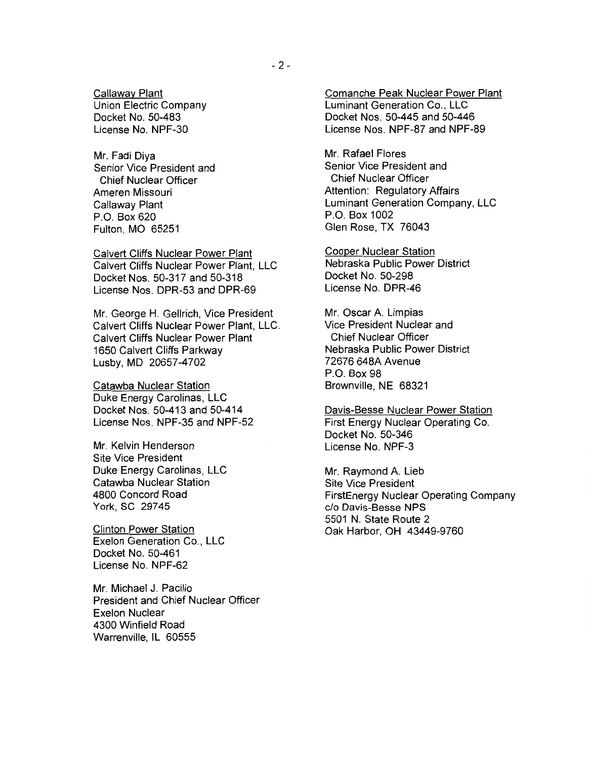Callaway Plant
Union Electric Company
Docket No. 50-483
License No. NPF-30

Mr. Fadi Diya
Senior Vice President and
Chief Nuclear Officer
Ameren Missouri
Callaway Plant
P.O. Box 620
Fulton, MO 65251

Calvert Cliffs Nuclear Power Plant
Calvert Cliffs Nuclear Power Plant, LLC
Docket Nos. 50-317 and 50-318
License Nos. DPR-53 and DPR-69

Mr. George H. Gellrich, Vice President
Calvert Cliffs Nuclear Power Plant, LLC.
Calvert Cliffs Nuclear Power Plant
1650 Calvert Cliffs Parkway
Lusby, MD 20657-4702

Catawba Nuclear Station
Duke Energy Carolinas, LLC
Docket Nos. 50-413 and 50-414
License Nos. NPF-35 and NPF-52

Mr. Kelvin Henderson
Site Vice President
Duke Energy Carolinas, LLC
Catawba Nuclear Station
4800 Concord Road
York, SC 29745

Clinton Power Station
Exelon Generation Co., LLC
Docket No. 50-461
License No. NPF-62

Mr. Michael J. Pacilio
President and Chief Nuclear Officer
Exelon Nuclear
4300 Winfield Road
Warrenville, IL 60555

Comanche Peak Nuclear Power Plant
Luminant Generation Co., LLC
Docket Nos. 50-445 and 50-446
License Nos. NPF-87 and NPF-89

Mr. Rafael Flores
Senior Vice President and
Chief Nuclear Officer
Attention: Regulatory Affairs
Luminant Generation Company, LLC
P.O. Box 1002
Glen Rose, TX 76043

Cooper Nuclear Station
Nebraska Public Power District
Docket No. 50-298
License No. DPR-46

Mr. Oscar A. Limpias
Vice President Nuclear and
Chief Nuclear Officer
Nebraska Public Power District
72676 648A Avenue
P.O. Box 98
Brownville, NE 68321

Davis-Besse Nuclear Power Station
First Energy Nuclear Operating Co.
Docket No. 50-346
License No. NPF-3

Mr. Raymond A. Lieb
Site Vice President
FirstEnergy Nuclear Operating Company
c/o Davis-Besse NPS
5501 N. State Route 2
Oak Harbor, OH 43449-9760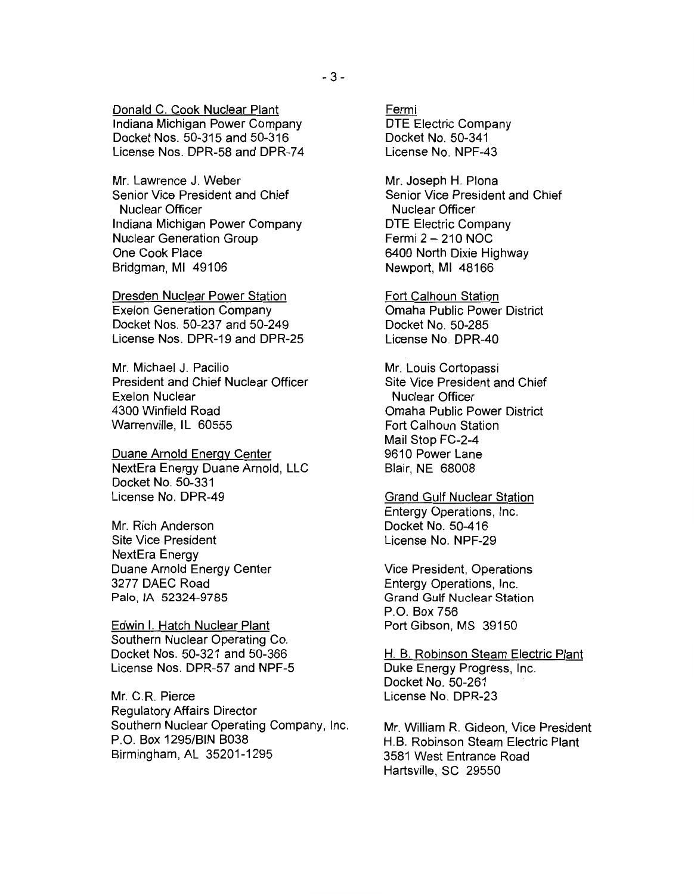Donald C. Cook Nuclear Plant
Indiana Michigan Power Company
Docket Nos. 50-315 and 50-316
License Nos. DPR-58 and DPR-74

Mr. Lawrence J. Weber
Senior Vice President and Chief
Nuclear Officer
Indiana Michigan Power Company
Nuclear Generation Group
One Cook Place
Bridgman, MI 49106

Dresden Nuclear Power Station
Exelon Generation Company
Docket Nos. 50-237 and 50-249
License Nos. DPR-19 and DPR-25

Mr. Michael J. Pacilio
President and Chief Nuclear Officer
Exelon Nuclear
4300 Winfield Road
Warrenville, IL 60555

Duane Arnold Energy Center
NextEra Energy Duane Arnold, LLC
Docket No. 50-331
License No. DPR-49

Mr. Rich Anderson
Site Vice President
NextEra Energy
Duane Arnold Energy Center
3277 DAEC Road
Palo, IA 52324-9785

Edwin I. Hatch Nuclear Plant
Southern Nuclear Operating Co.
Docket Nos. 50-321 and 50-366
License Nos. DPR-57 and NPF-5

Mr. C.R. Pierce
Regulatory Affairs Director
Southern Nuclear Operating Company, Inc.
P.O. Box 1295/BIN B038
Birmingham, AL 35201-1295

Fermi
DTE Electric Company
Docket No. 50-341
License No. NPF-43

Mr. Joseph H. Plona
Senior Vice President and Chief
Nuclear Officer
DTE Electric Company
Fermi 2 – 210 NOC
6400 North Dixie Highway
Newport, MI 48166

Fort Calhoun Station
Omaha Public Power District
Docket No. 50-285
License No. DPR-40

Mr. Louis Cortopassi
Site Vice President and Chief
Nuclear Officer
Omaha Public Power District
Fort Calhoun Station
Mail Stop FC-2-4
9610 Power Lane
Blair, NE 68008

Grand Gulf Nuclear Station
Entergy Operations, Inc.
Docket No. 50-416
License No. NPF-29

Vice President, Operations
Entergy Operations, Inc.
Grand Gulf Nuclear Station
P.O. Box 756
Port Gibson, MS 39150

H. B. Robinson Steam Electric Plant
Duke Energy Progress, Inc.
Docket No. 50-261
License No. DPR-23

Mr. William R. Gideon, Vice President
H.B. Robinson Steam Electric Plant
3581 West Entrance Road
Hartsville, SC 29550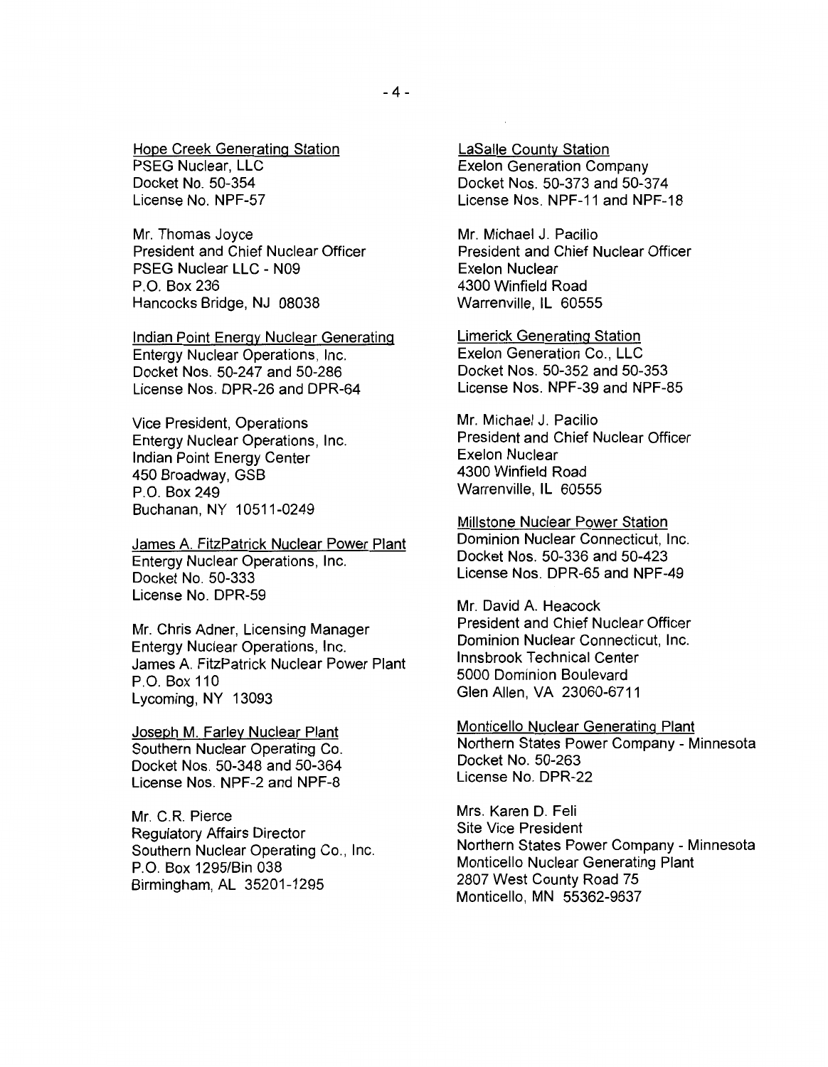Hope Creek Generating Station
PSEG Nuclear, LLC
Docket No. 50-354
License No. NPF-57

Mr. Thomas Joyce
President and Chief Nuclear Officer
PSEG Nuclear LLC - N09
P.O. Box 236
Hancocks Bridge, NJ 08038

Indian Point Energy Nuclear Generating
Entergy Nuclear Operations, Inc.
Docket Nos. 50-247 and 50-286
License Nos. DPR-26 and DPR-64

Vice President, Operations
Entergy Nuclear Operations, Inc.
Indian Point Energy Center
450 Broadway, GSB
P.O. Box 249
Buchanan, NY 10511-0249

James A. FitzPatrick Nuclear Power Plant
Entergy Nuclear Operations, Inc.
Docket No. 50-333
License No. DPR-59

Mr. Chris Adner, Licensing Manager
Entergy Nuclear Operations, Inc.
James A. FitzPatrick Nuclear Power Plant
P.O. Box 110
Lycoming, NY 13093

Joseph M. Farley Nuclear Plant
Southern Nuclear Operating Co.
Docket Nos. 50-348 and 50-364
License Nos. NPF-2 and NPF-8

Mr. C.R. Pierce
Regulatory Affairs Director
Southern Nuclear Operating Co., Inc.
P.O. Box 1295/Bin 038
Birmingham, AL 35201-1295

LaSalle County Station
Exelon Generation Company
Docket Nos. 50-373 and 50-374
License Nos. NPF-11 and NPF-18

Mr. Michael J. Pacilio
President and Chief Nuclear Officer
Exelon Nuclear
4300 Winfield Road
Warrenville, IL 60555

Limerick Generating Station
Exelon Generation Co., LLC
Docket Nos. 50-352 and 50-353
License Nos. NPF-39 and NPF-85

Mr. Michael J. Pacilio
President and Chief Nuclear Officer
Exelon Nuclear
4300 Winfield Road
Warrenville, IL 60555

Millstone Nuclear Power Station
Dominion Nuclear Connecticut, Inc.
Docket Nos. 50-336 and 50-423
License Nos. DPR-65 and NPF-49

Mr. David A. Heacock
President and Chief Nuclear Officer
Dominion Nuclear Connecticut, Inc.
Innsbrook Technical Center
5000 Dominion Boulevard
Glen Allen, VA 23060-6711

Monticello Nuclear Generating Plant
Northern States Power Company - Minnesota
Docket No. 50-263
License No. DPR-22

Mrs. Karen D. Feli
Site Vice President
Northern States Power Company - Minnesota
Monticello Nuclear Generating Plant
2807 West County Road 75
Monticello, MN 55362-9637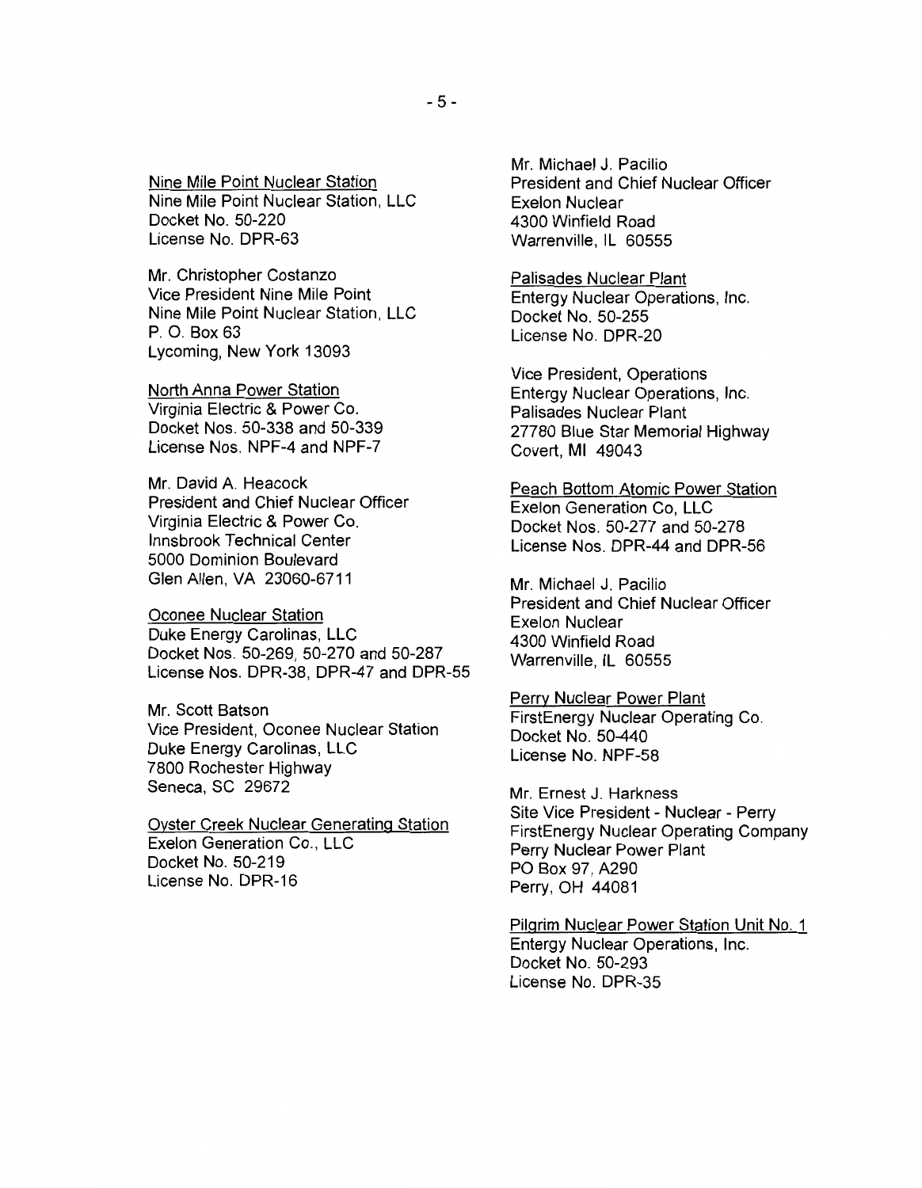Nine Mile Point Nuclear Station
Nine Mile Point Nuclear Station, LLC
Docket No. 50-220
License No. DPR-63

Mr. Christopher Costanzo
Vice President Nine Mile Point
Nine Mile Point Nuclear Station, LLC
P. O. Box 63
Lycoming, New York 13093

North Anna Power Station
Virginia Electric & Power Co.
Docket Nos. 50-338 and 50-339
License Nos. NPF-4 and NPF-7

Mr. David A. Heacock
President and Chief Nuclear Officer
Virginia Electric & Power Co.
Innsbrook Technical Center
5000 Dominion Boulevard
Glen Allen, VA 23060-6711

Oconee Nuclear Station
Duke Energy Carolinas, LLC
Docket Nos. 50-269, 50-270 and 50-287
License Nos. DPR-38, DPR-47 and DPR-55

Mr. Scott Batson
Vice President, Oconee Nuclear Station
Duke Energy Carolinas, LLC
7800 Rochester Highway
Seneca, SC 29672

Oyster Creek Nuclear Generating Station
Exelon Generation Co., LLC
Docket No. 50-219
License No. DPR-16

Mr. Michael J. Pacilio
President and Chief Nuclear Officer
Exelon Nuclear
4300 Winfield Road
Warrenville, IL 60555

Palisades Nuclear Plant
Entergy Nuclear Operations, Inc.
Docket No. 50-255
License No. DPR-20

Vice President, Operations
Entergy Nuclear Operations, Inc.
Palisades Nuclear Plant
27780 Blue Star Memorial Highway
Covert, MI 49043

Peach Bottom Atomic Power Station
Exelon Generation Co, LLC
Docket Nos. 50-277 and 50-278
License Nos. DPR-44 and DPR-56

Mr. Michael J. Pacilio
President and Chief Nuclear Officer
Exelon Nuclear
4300 Winfield Road
Warrenville, IL 60555

Perry Nuclear Power Plant
FirstEnergy Nuclear Operating Co.
Docket No. 50-440
License No. NPF-58

Mr. Ernest J. Harkness
Site Vice President - Nuclear - Perry
FirstEnergy Nuclear Operating Company
Perry Nuclear Power Plant
PO Box 97, A290
Perry, OH 44081

Pilgrim Nuclear Power Station Unit No. 1
Entergy Nuclear Operations, Inc.
Docket No. 50-293
License No. DPR-35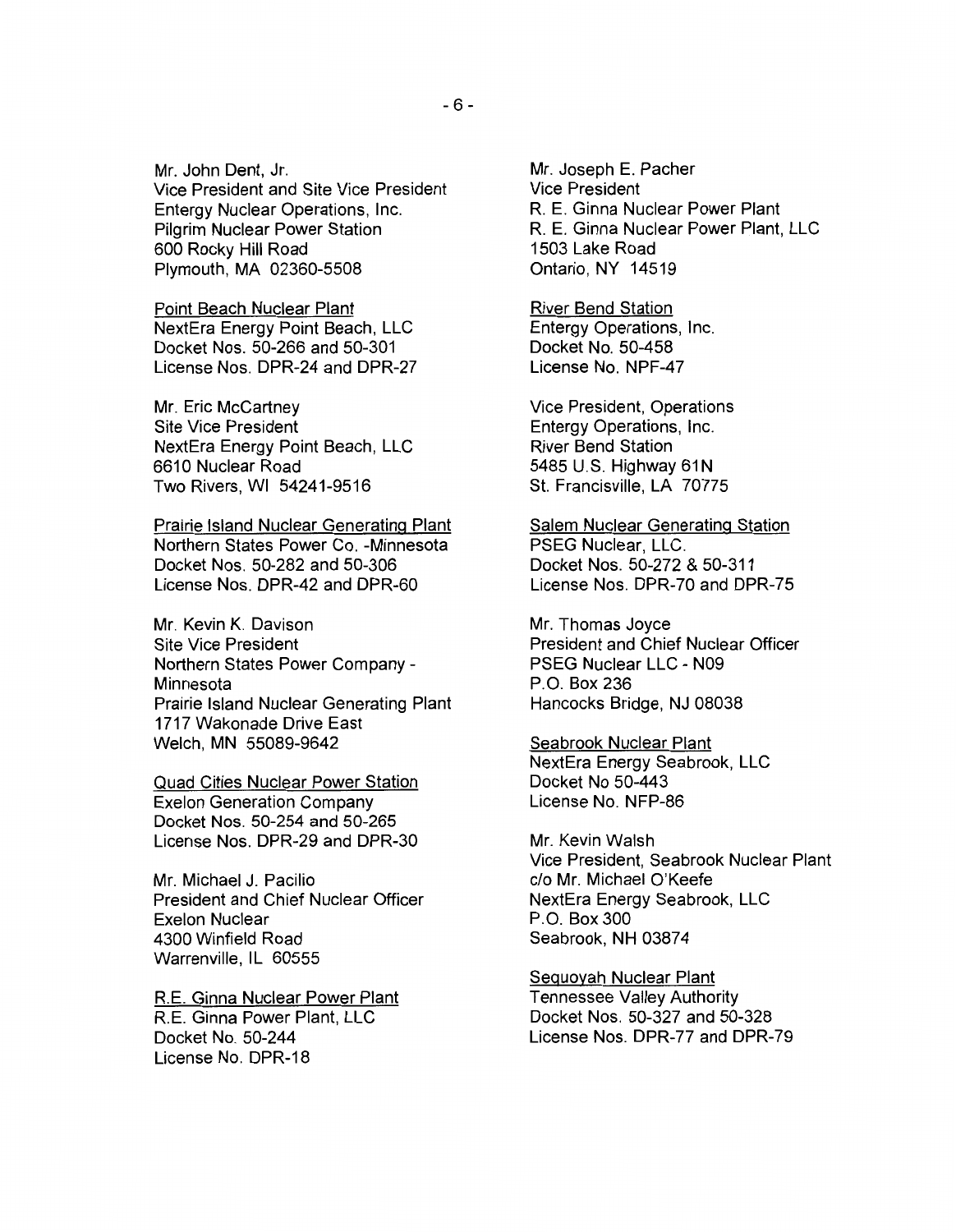Mr. John Dent, Jr.
Vice President and Site Vice President
Entergy Nuclear Operations, Inc.
Pilgrim Nuclear Power Station
600 Rocky Hill Road
Plymouth, MA 02360-5508

Point Beach Nuclear Plant
NextEra Energy Point Beach, LLC
Docket Nos. 50-266 and 50-301
License Nos. DPR-24 and DPR-27

Mr. Eric McCartney
Site Vice President
NextEra Energy Point Beach, LLC
6610 Nuclear Road
Two Rivers, WI 54241-9516

Prairie Island Nuclear Generating Plant
Northern States Power Co. -Minnesota
Docket Nos. 50-282 and 50-306
License Nos. DPR-42 and DPR-60

Mr. Kevin K. Davison
Site Vice President
Northern States Power Company - Minnesota
Prairie Island Nuclear Generating Plant
1717 Wakonade Drive East
Welch, MN 55089-9642

Quad Cities Nuclear Power Station
Exelon Generation Company
Docket Nos. 50-254 and 50-265
License Nos. DPR-29 and DPR-30

Mr. Michael J. Pacilio
President and Chief Nuclear Officer
Exelon Nuclear
4300 Winfield Road
Warrenville, IL 60555

R.E. Ginna Nuclear Power Plant
R.E. Ginna Power Plant, LLC
Docket No. 50-244
License No. DPR-18

Mr. Joseph E. Pacher
Vice President
R. E. Ginna Nuclear Power Plant
R. E. Ginna Nuclear Power Plant, LLC
1503 Lake Road
Ontario, NY 14519

River Bend Station
Entergy Operations, Inc.
Docket No. 50-458
License No. NPF-47

Vice President, Operations
Entergy Operations, Inc.
River Bend Station
5485 U.S. Highway 61N
St. Francisville, LA 70775

Salem Nuclear Generating Station
PSEG Nuclear, LLC.
Docket Nos. 50-272 & 50-311
License Nos. DPR-70 and DPR-75

Mr. Thomas Joyce
President and Chief Nuclear Officer
PSEG Nuclear LLC - N09
P.O. Box 236
Hancocks Bridge, NJ 08038

Seabrook Nuclear Plant
NextEra Energy Seabrook, LLC
Docket No 50-443
License No. NFP-86

Mr. Kevin Walsh
Vice President, Seabrook Nuclear Plant
c/o Mr. Michael O'Keefe
NextEra Energy Seabrook, LLC
P.O. Box 300
Seabrook, NH 03874

Sequoyah Nuclear Plant
Tennessee Valley Authority
Docket Nos. 50-327 and 50-328
License Nos. DPR-77 and DPR-79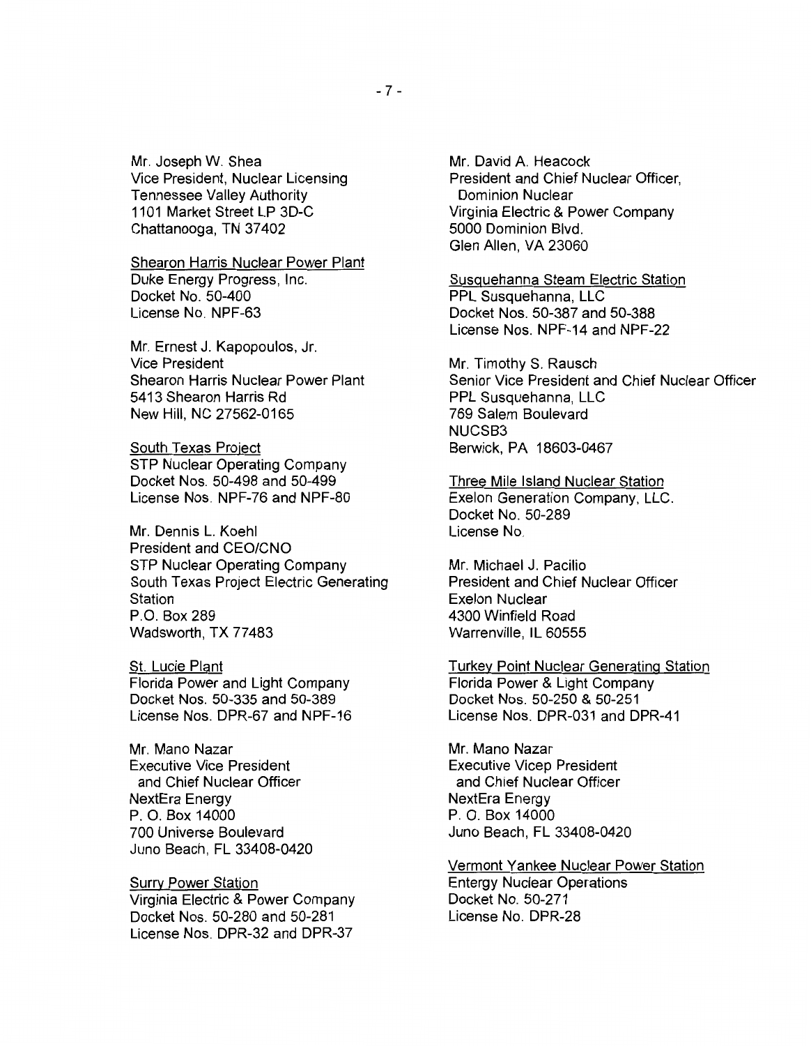Mr. Joseph W. Shea
Vice President, Nuclear Licensing
Tennessee Valley Authority
1101 Market Street LP 3D-C
Chattanooga, TN 37402

<u>Shearon Harris Nuclear Power Plant</u>
Duke Energy Progress, Inc.
Docket No. 50-400
License No. NPF-63

Mr. Ernest J. Kapopoulos, Jr.
Vice President
Shearon Harris Nuclear Power Plant
5413 Shearon Harris Rd
New Hill, NC 27562-0165

<u>South Texas Project</u>
STP Nuclear Operating Company
Docket Nos. 50-498 and 50-499
License Nos. NPF-76 and NPF-80

Mr. Dennis L. Koehl
President and CEO/CNO
STP Nuclear Operating Company
South Texas Project Electric Generating Station
P.O. Box 289
Wadsworth, TX 77483

<u>St. Lucie Plant</u>
Florida Power and Light Company
Docket Nos. 50-335 and 50-389
License Nos. DPR-67 and NPF-16

Mr. Mano Nazar
Executive Vice President
and Chief Nuclear Officer
NextEra Energy
P. O. Box 14000
700 Universe Boulevard
Juno Beach, FL 33408-0420

<u>Surry Power Station</u>
Virginia Electric & Power Company
Docket Nos. 50-280 and 50-281
License Nos. DPR-32 and DPR-37

Mr. David A. Heacock
President and Chief Nuclear Officer,
Dominion Nuclear
Virginia Electric & Power Company
5000 Dominion Blvd.
Glen Allen, VA 23060

<u>Susquehanna Steam Electric Station</u>
PPL Susquehanna, LLC
Docket Nos. 50-387 and 50-388
License Nos. NPF-14 and NPF-22

Mr. Timothy S. Rausch
Senior Vice President and Chief Nuclear Officer
PPL Susquehanna, LLC
769 Salem Boulevard
NUCSB3
Berwick, PA 18603-0467

<u>Three Mile Island Nuclear Station</u>
Exelon Generation Company, LLC.
Docket No. 50-289
License No.

Mr. Michael J. Pacilio
President and Chief Nuclear Officer
Exelon Nuclear
4300 Winfield Road
Warrenville, IL 60555

<u>Turkey Point Nuclear Generating Station</u>
Florida Power & Light Company
Docket Nos. 50-250 & 50-251
License Nos. DPR-031 and DPR-41

Mr. Mano Nazar
Executive Vicep President
and Chief Nuclear Officer
NextEra Energy
P. O. Box 14000
Juno Beach, FL 33408-0420

<u>Vermont Yankee Nuclear Power Station</u>
Entergy Nuclear Operations
Docket No. 50-271
License No. DPR-28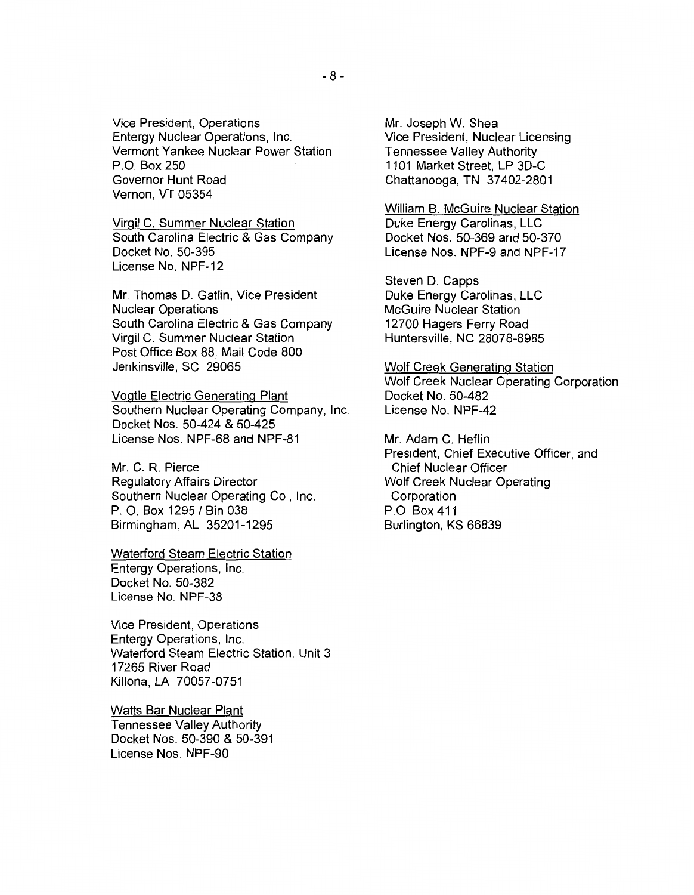Vice President, Operations
Entergy Nuclear Operations, Inc.
Vermont Yankee Nuclear Power Station
P.O. Box 250
Governor Hunt Road
Vernon, VT 05354

Virgil C. Summer Nuclear Station
South Carolina Electric & Gas Company
Docket No. 50-395
License No. NPF-12

Mr. Thomas D. Gatlin, Vice President
Nuclear Operations
South Carolina Electric & Gas Company
Virgil C. Summer Nuclear Station
Post Office Box 88, Mail Code 800
Jenkinsville, SC 29065

Vogtle Electric Generating Plant
Southern Nuclear Operating Company, Inc.
Docket Nos. 50-424 & 50-425
License Nos. NPF-68 and NPF-81

Mr. C. R. Pierce
Regulatory Affairs Director
Southern Nuclear Operating Co., Inc.
P. O. Box 1295 / Bin 038
Birmingham, AL 35201-1295

Waterford Steam Electric Station
Entergy Operations, Inc.
Docket No. 50-382
License No. NPF-38

Vice President, Operations
Entergy Operations, Inc.
Waterford Steam Electric Station, Unit 3
17265 River Road
Killona, LA 70057-0751

Watts Bar Nuclear Plant
Tennessee Valley Authority
Docket Nos. 50-390 & 50-391
License Nos. NPF-90

Mr. Joseph W. Shea
Vice President, Nuclear Licensing
Tennessee Valley Authority
1101 Market Street, LP 3D-C
Chattanooga, TN 37402-2801

William B. McGuire Nuclear Station
Duke Energy Carolinas, LLC
Docket Nos. 50-369 and 50-370
License Nos. NPF-9 and NPF-17

Steven D. Capps
Duke Energy Carolinas, LLC
McGuire Nuclear Station
12700 Hagers Ferry Road
Huntersville, NC 28078-8985

Wolf Creek Generating Station
Wolf Creek Nuclear Operating Corporation
Docket No. 50-482
License No. NPF-42

Mr. Adam C. Heflin
President, Chief Executive Officer, and
Chief Nuclear Officer
Wolf Creek Nuclear Operating
Corporation
P.O. Box 411
Burlington, KS 66839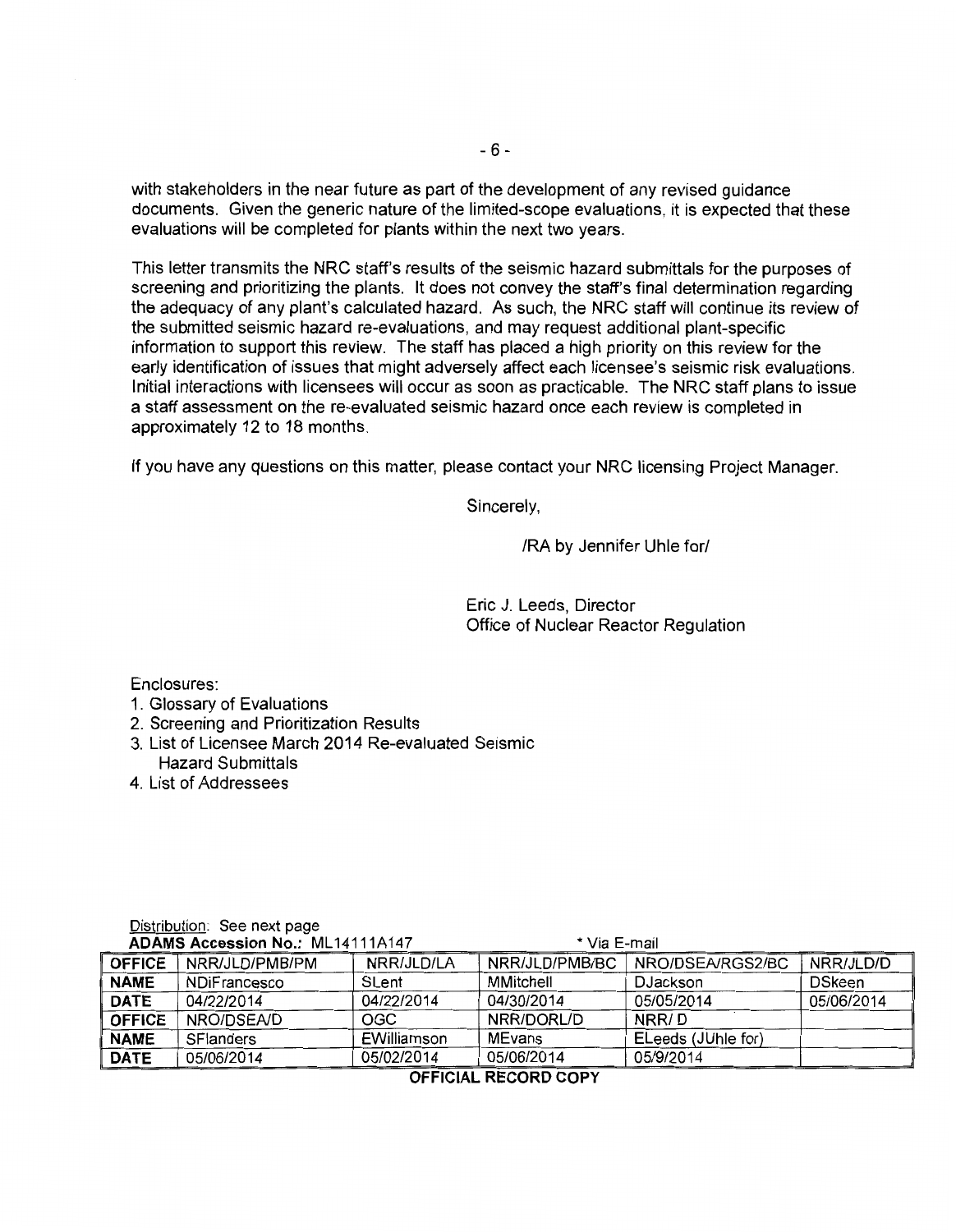with stakeholders in the near future as part of the development of any revised guidance documents. Given the generic nature of the limited-scope evaluations, it is expected that these evaluations will be completed for plants within the next two years.

This letter transmits the NRC staff's results of the seismic hazard submittals for the purposes of screening and prioritizing the plants. It does not convey the staff's final determination regarding the adequacy of any plant's calculated hazard. As such, the NRC staff will continue its review of the submitted seismic hazard re-evaluations, and may request additional plant-specific information to support this review. The staff has placed a high priority on this review for the early identification of issues that might adversely affect each licensee's seismic risk evaluations. Initial interactions with licensees will occur as soon as practicable. The NRC staff plans to issue a staff assessment on the re-evaluated seismic hazard once each review is completed in approximately 12 to 18 months.

If you have any questions on this matter, please contact your NRC licensing Project Manager.

Sincerely,

/RA by Jennifer Uhle for/

Eric J. Leeds, Director
Office of Nuclear Reactor Regulation

Enclosures:

1. Glossary of Evaluations
2. Screening and Prioritization Results
3. List of Licensee March 2014 Re-evaluated Seismic Hazard Submittals
4. List of Addressees

Distribution: See next page

**ADAMS Accession No.:** ML14111A147 * Via E-mail

| **OFFICE** | NRR/JLD/PMB/PM | NRR/JLD/LA | NRR/JLD/PMB/BC | NRO/DSEA/RGS2/BC | NRR/JLD/D |
|---|---|---|---|---|---|
| **NAME** | NDiFrancesco | SLent | MMitchell | DJackson | DSkeen |
| **DATE** | 04/22/2014 | 04/22/2014 | 04/30/2014 | 05/05/2014 | 05/06/2014 |
| **OFFICE** | NRO/DSEA/D | OGC | NRR/DORL/D | NRR/ D | |
| **NAME** | SFlanders | EWilliamson | MEvans | ELeeds (JUhle for) | |
| **DATE** | 05/06/2014 | 05/02/2014 | 05/06/2014 | 05/9/2014 | |

**OFFICIAL RECORD COPY**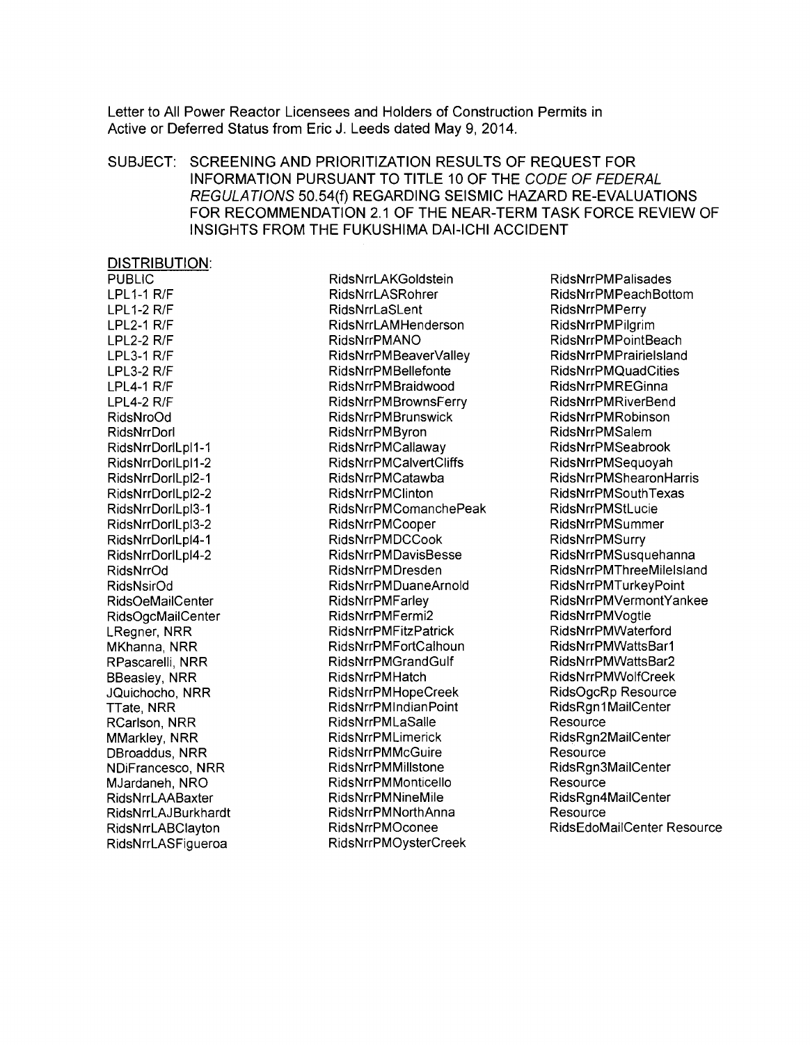Letter to All Power Reactor Licensees and Holders of Construction Permits in Active or Deferred Status from Eric J. Leeds dated May 9, 2014.

SUBJECT: SCREENING AND PRIORITIZATION RESULTS OF REQUEST FOR INFORMATION PURSUANT TO TITLE 10 OF THE *CODE OF FEDERAL REGULATIONS* 50.54(f) REGARDING SEISMIC HAZARD RE-EVALUATIONS FOR RECOMMENDATION 2.1 OF THE NEAR-TERM TASK FORCE REVIEW OF INSIGHTS FROM THE FUKUSHIMA DAI-ICHI ACCIDENT

DISTRIBUTION:

PUBLIC
LPL1-1 R/F
LPL1-2 R/F
LPL2-1 R/F
LPL2-2 R/F
LPL3-1 R/F
LPL3-2 R/F
LPL4-1 R/F
LPL4-2 R/F
RidsNroOd
RidsNrrDorl
RidsNrrDorlLpl1-1
RidsNrrDorlLpl1-2
RidsNrrDorlLpl2-1
RidsNrrDorlLpl2-2
RidsNrrDorlLpl3-1
RidsNrrDorlLpl3-2
RidsNrrDorlLpl4-1
RidsNrrDorlLpl4-2
RidsNrrOd
RidsNsirOd
RidsOeMailCenter
RidsOgcMailCenter
LRegner, NRR
MKhanna, NRR
RPascarelli, NRR
BBeasley, NRR
JQuichocho, NRR
TTate, NRR
RCarlson, NRR
MMarkley, NRR
DBroaddus, NRR
NDiFrancesco, NRR
MJardaneh, NRO
RidsNrrLAABaxter
RidsNrrLAJBurkhardt
RidsNrrLABClayton
RidsNrrLASFigueroa
RidsNrrLAKGoldstein
RidsNrrLASRohrer
RidsNrrLaSLent
RidsNrrLAMHenderson
RidsNrrPMANO
RidsNrrPMBeaverValley
RidsNrrPMBellefonte
RidsNrrPMBraidwood
RidsNrrPMBrownsFerry
RidsNrrPMBrunswick
RidsNrrPMByron
RidsNrrPMCallaway
RidsNrrPMCalvertCliffs
RidsNrrPMCatawba
RidsNrrPMClinton
RidsNrrPMComanchePeak
RidsNrrPMCooper
RidsNrrPMDCCook
RidsNrrPMDavisBesse
RidsNrrPMDresden
RidsNrrPMDuaneArnold
RidsNrrPMFarley
RidsNrrPMFermi2
RidsNrrPMFitzPatrick
RidsNrrPMFortCalhoun
RidsNrrPMGrandGulf
RidsNrrPMHatch
RidsNrrPMHopeCreek
RidsNrrPMIndianPoint
RidsNrrPMLaSalle
RidsNrrPMLimerick
RidsNrrPMMcGuire
RidsNrrPMMillstone
RidsNrrPMMonticello
RidsNrrPMNineMile
RidsNrrPMNorthAnna
RidsNrrPMOconee
RidsNrrPMOysterCreek
RidsNrrPMPalisades
RidsNrrPMPeachBottom
RidsNrrPMPerry
RidsNrrPMPilgrim
RidsNrrPMPointBeach
RidsNrrPMPrairieIsland
RidsNrrPMQuadCities
RidsNrrPMREGinna
RidsNrrPMRiverBend
RidsNrrPMRobinson
RidsNrrPMSalem
RidsNrrPMSeabrook
RidsNrrPMSequoyah
RidsNrrPMShearonHarris
RidsNrrPMSouthTexas
RidsNrrPMStLucie
RidsNrrPMSummer
RidsNrrPMSurry
RidsNrrPMSusquehanna
RidsNrrPMThreeMileIsland
RidsNrrPMTurkeyPoint
RidsNrrPMVermontYankee
RidsNrrPMVogtle
RidsNrrPMWaterford
RidsNrrPMWattsBar1
RidsNrrPMWattsBar2
RidsNrrPMWolfCreek
RidsOgcRp Resource
RidsRgn1MailCenter Resource
RidsRgn2MailCenter Resource
RidsRgn3MailCenter Resource
RidsRgn4MailCenter Resource
RidsEdoMailCenter Resource